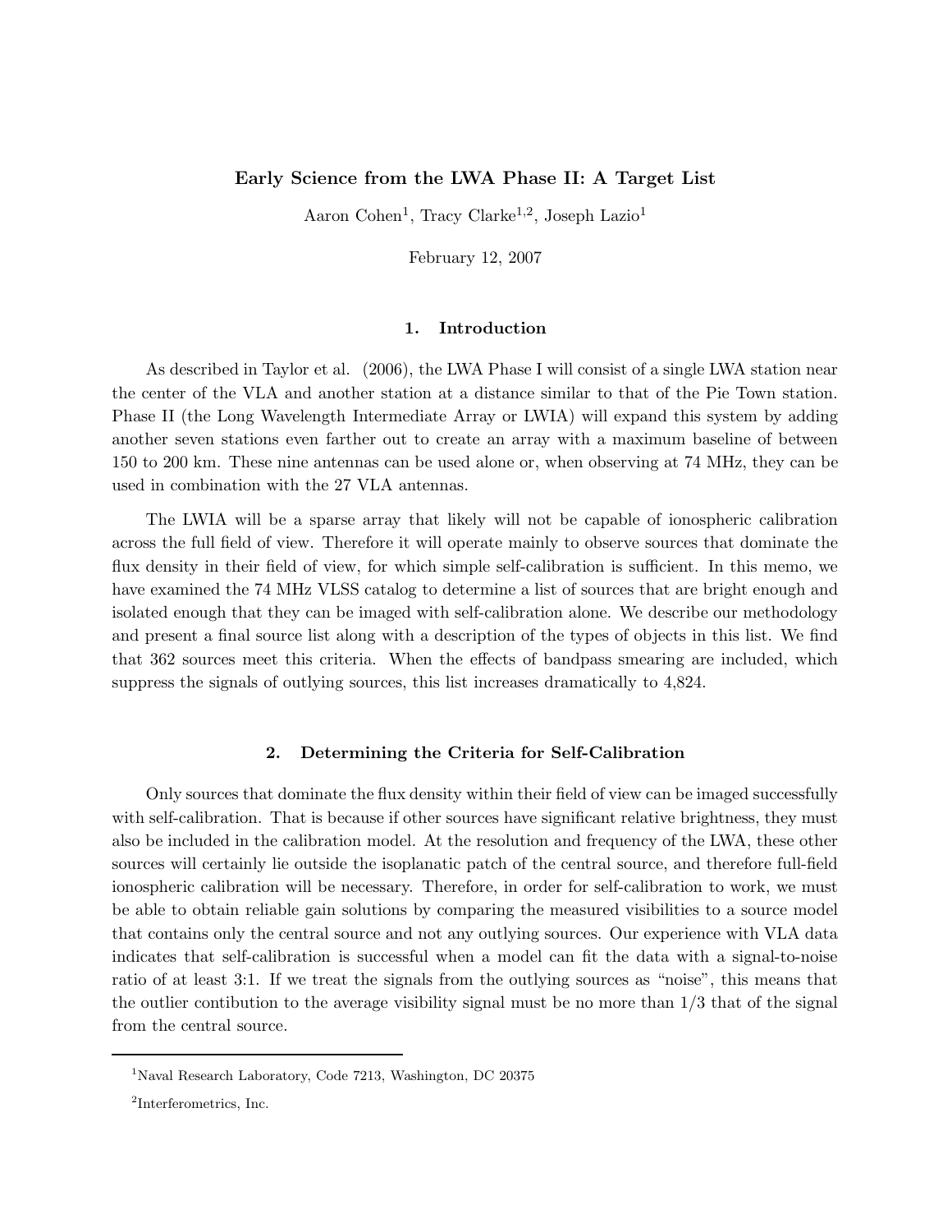# Early Science from the LWA Phase II: A Target List

Aaron Cohen[1], Tracy Clarke[1,2], Joseph Lazio[1]

February 12, 2007

## 1. Introduction

As described in Taylor et al. (2006), the LWA Phase I will consist of a single LWA station near the center of the VLA and another station at a distance similar to that of the Pie Town station. Phase II (the Long Wavelength Intermediate Array or LWIA) will expand this system by adding another seven stations even farther out to create an array with a maximum baseline of between 150 to 200 km. These nine antennas can be used alone or, when observing at 74 MHz, they can be used in combination with the 27 VLA antennas.

The LWIA will be a sparse array that likely will not be capable of ionospheric calibration across the full field of view. Therefore it will operate mainly to observe sources that dominate the flux density in their field of view, for which simple self-calibration is sufficient. In this memo, we have examined the 74 MHz VLSS catalog to determine a list of sources that are bright enough and isolated enough that they can be imaged with self-calibration alone. We describe our methodology and present a final source list along with a description of the types of objects in this list. We find that 362 sources meet this criteria. When the effects of bandpass smearing are included, which suppress the signals of outlying sources, this list increases dramatically to 4,824.

## 2. Determining the Criteria for Self-Calibration

Only sources that dominate the flux density within their field of view can be imaged successfully with self-calibration. That is because if other sources have significant relative brightness, they must also be included in the calibration model. At the resolution and frequency of the LWA, these other sources will certainly lie outside the isoplanatic patch of the central source, and therefore full-field ionospheric calibration will be necessary. Therefore, in order for self-calibration to work, we must be able to obtain reliable gain solutions by comparing the measured visibilities to a source model that contains only the central source and not any outlying sources. Our experience with VLA data indicates that self-calibration is successful when a model can fit the data with a signal-to-noise ratio of at least 3:1. If we treat the signals from the outlying sources as "noise", this means that the outlier contibution to the average visibility signal must be no more than 1/3 that of the signal from the central source.

---

[1] Naval Research Laboratory, Code 7213, Washington, DC 20375

[2] Interferometrics, Inc.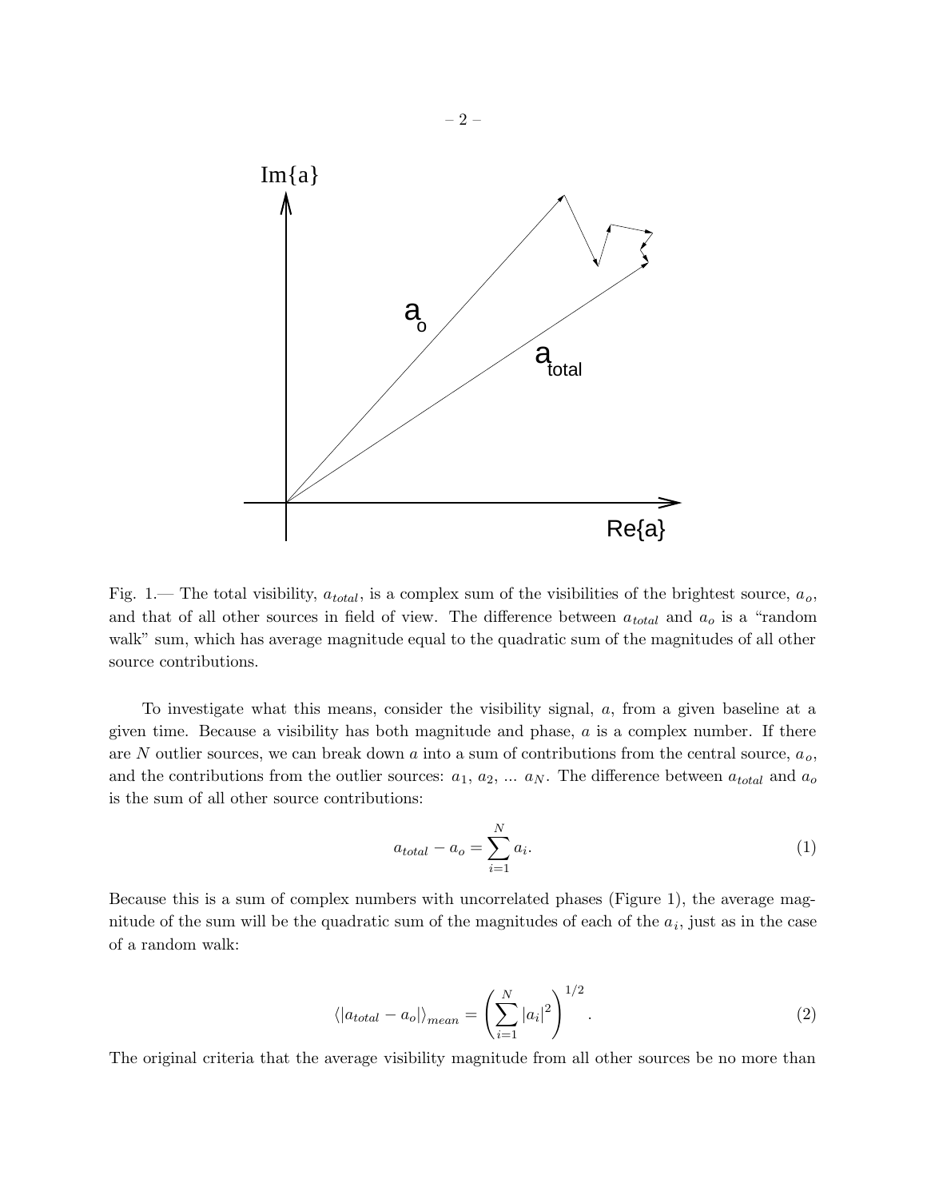Fig. 1.— The total visibility, $a_{total}$, is a complex sum of the visibilities of the brightest source, $a_o$, and that of all other sources in field of view. The difference between $a_{total}$ and $a_o$ is a "random walk" sum, which has average magnitude equal to the quadratic sum of the magnitudes of all other source contributions.

To investigate what this means, consider the visibility signal, $a$, from a given baseline at a given time. Because a visibility has both magnitude and phase, $a$ is a complex number. If there are $N$ outlier sources, we can break down $a$ into a sum of contributions from the central source, $a_o$, and the contributions from the outlier sources: $a_1$, $a_2$, ... $a_N$. The difference between $a_{total}$ and $a_o$ is the sum of all other source contributions:

$$a_{total} - a_o = \sum_{i=1}^{N} a_i. \tag{1}$$

Because this is a sum of complex numbers with uncorrelated phases (Figure 1), the average magnitude of the sum will be the quadratic sum of the magnitudes of each of the $a_i$, just as in the case of a random walk:

$$\langle |a_{total} - a_o| \rangle_{mean} = \left( \sum_{i=1}^{N} |a_i|^2 \right)^{1/2}. \tag{2}$$

The original criteria that the average visibility magnitude from all other sources be no more than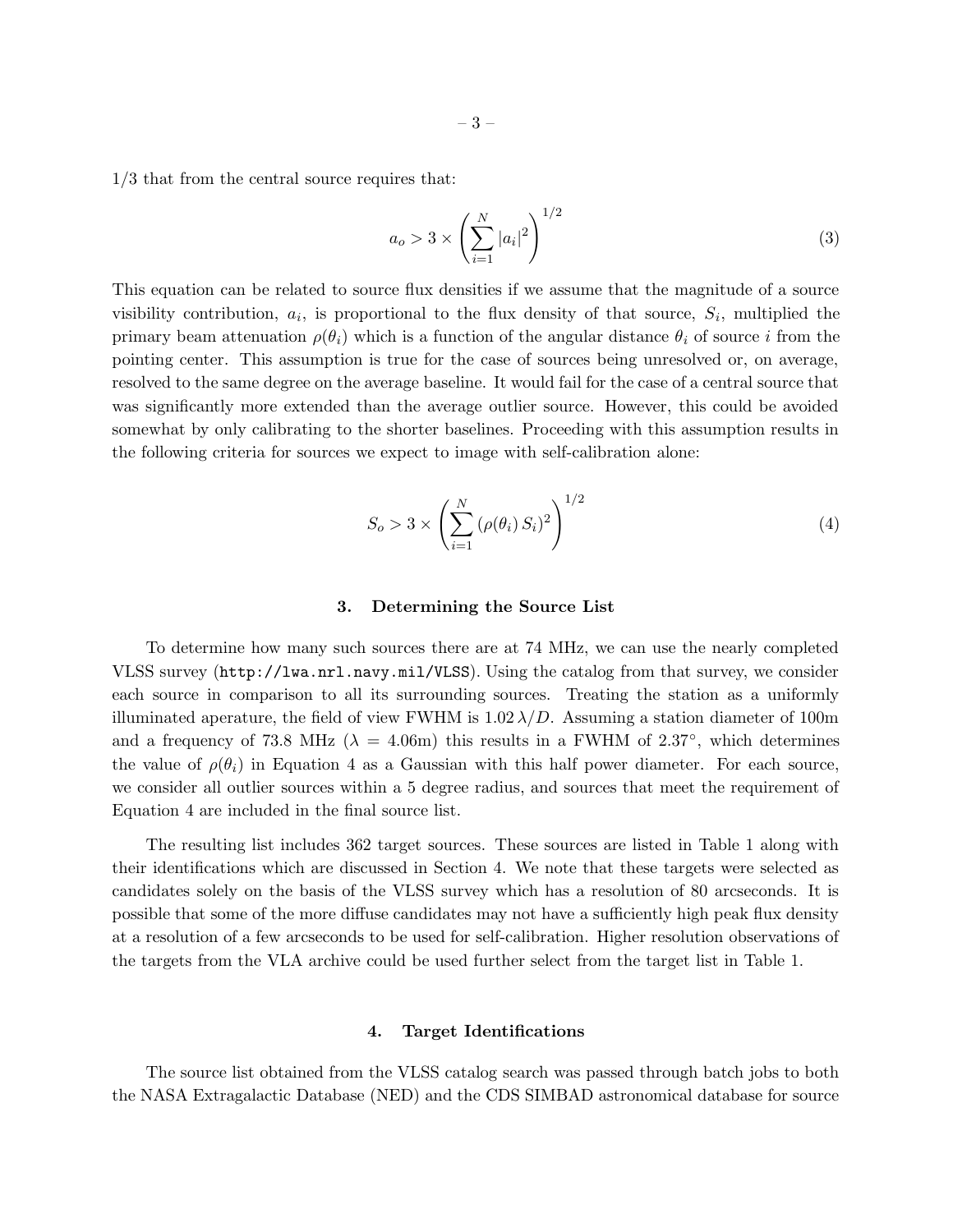1/3 that from the central source requires that:

$$a_o > 3 \times \left( \sum_{i=1}^{N} |a_i|^2 \right)^{1/2} \tag{3}$$

This equation can be related to source flux densities if we assume that the magnitude of a source visibility contribution, $a_i$, is proportional to the flux density of that source, $S_i$, multiplied the primary beam attenuation $\rho(\theta_i)$ which is a function of the angular distance $\theta_i$ of source $i$ from the pointing center. This assumption is true for the case of sources being unresolved or, on average, resolved to the same degree on the average baseline. It would fail for the case of a central source that was significantly more extended than the average outlier source. However, this could be avoided somewhat by only calibrating to the shorter baselines. Proceeding with this assumption results in the following criteria for sources we expect to image with self-calibration alone:

$$S_o > 3 \times \left( \sum_{i=1}^{N} (\rho(\theta_i)\, S_i)^2 \right)^{1/2} \tag{4}$$

## 3. Determining the Source List

To determine how many such sources there are at 74 MHz, we can use the nearly completed VLSS survey (`http://lwa.nrl.navy.mil/VLSS`). Using the catalog from that survey, we consider each source in comparison to all its surrounding sources. Treating the station as a uniformly illuminated aperature, the field of view FWHM is $1.02\,\lambda/D$. Assuming a station diameter of 100m and a frequency of 73.8 MHz ($\lambda = 4.06$m) this results in a FWHM of 2.37°, which determines the value of $\rho(\theta_i)$ in Equation 4 as a Gaussian with this half power diameter. For each source, we consider all outlier sources within a 5 degree radius, and sources that meet the requirement of Equation 4 are included in the final source list.

The resulting list includes 362 target sources. These sources are listed in Table 1 along with their identifications which are discussed in Section 4. We note that these targets were selected as candidates solely on the basis of the VLSS survey which has a resolution of 80 arcseconds. It is possible that some of the more diffuse candidates may not have a sufficiently high peak flux density at a resolution of a few arcseconds to be used for self-calibration. Higher resolution observations of the targets from the VLA archive could be used further select from the target list in Table 1.

## 4. Target Identifications

The source list obtained from the VLSS catalog search was passed through batch jobs to both the NASA Extragalactic Database (NED) and the CDS SIMBAD astronomical database for source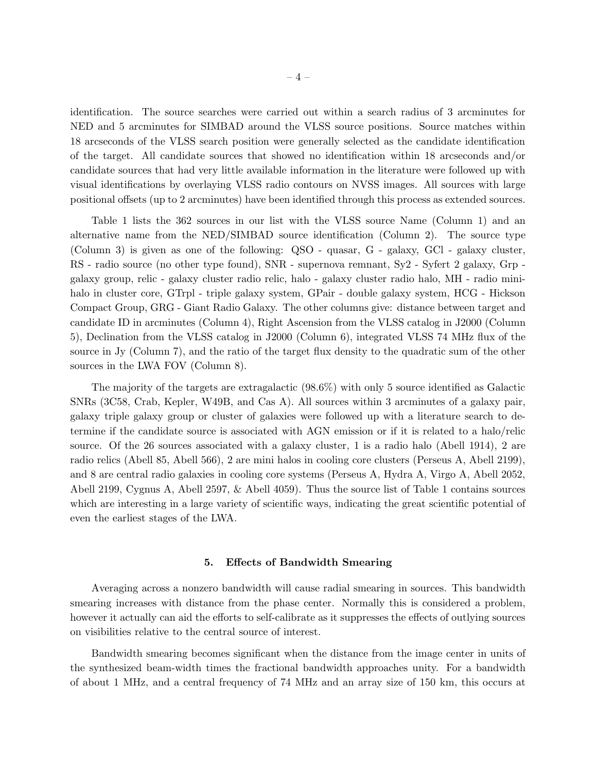identification. The source searches were carried out within a search radius of 3 arcminutes for NED and 5 arcminutes for SIMBAD around the VLSS source positions. Source matches within 18 arcseconds of the VLSS search position were generally selected as the candidate identification of the target. All candidate sources that showed no identification within 18 arcseconds and/or candidate sources that had very little available information in the literature were followed up with visual identifications by overlaying VLSS radio contours on NVSS images. All sources with large positional offsets (up to 2 arcminutes) have been identified through this process as extended sources.

Table 1 lists the 362 sources in our list with the VLSS source Name (Column 1) and an alternative name from the NED/SIMBAD source identification (Column 2). The source type (Column 3) is given as one of the following: QSO - quasar, G - galaxy, GCl - galaxy cluster, RS - radio source (no other type found), SNR - supernova remnant, Sy2 - Syfert 2 galaxy, Grp - galaxy group, relic - galaxy cluster radio relic, halo - galaxy cluster radio halo, MH - radio mini-halo in cluster core, GTrpl - triple galaxy system, GPair - double galaxy system, HCG - Hickson Compact Group, GRG - Giant Radio Galaxy. The other columns give: distance between target and candidate ID in arcminutes (Column 4), Right Ascension from the VLSS catalog in J2000 (Column 5), Declination from the VLSS catalog in J2000 (Column 6), integrated VLSS 74 MHz flux of the source in Jy (Column 7), and the ratio of the target flux density to the quadratic sum of the other sources in the LWA FOV (Column 8).

The majority of the targets are extragalactic (98.6%) with only 5 source identified as Galactic SNRs (3C58, Crab, Kepler, W49B, and Cas A). All sources within 3 arcminutes of a galaxy pair, galaxy triple galaxy group or cluster of galaxies were followed up with a literature search to determine if the candidate source is associated with AGN emission or if it is related to a halo/relic source. Of the 26 sources associated with a galaxy cluster, 1 is a radio halo (Abell 1914), 2 are radio relics (Abell 85, Abell 566), 2 are mini halos in cooling core clusters (Perseus A, Abell 2199), and 8 are central radio galaxies in cooling core systems (Perseus A, Hydra A, Virgo A, Abell 2052, Abell 2199, Cygnus A, Abell 2597, & Abell 4059). Thus the source list of Table 1 contains sources which are interesting in a large variety of scientific ways, indicating the great scientific potential of even the earliest stages of the LWA.

## 5. Effects of Bandwidth Smearing

Averaging across a nonzero bandwidth will cause radial smearing in sources. This bandwidth smearing increases with distance from the phase center. Normally this is considered a problem, however it actually can aid the efforts to self-calibrate as it suppresses the effects of outlying sources on visibilities relative to the central source of interest.

Bandwidth smearing becomes significant when the distance from the image center in units of the synthesized beam-width times the fractional bandwidth approaches unity. For a bandwidth of about 1 MHz, and a central frequency of 74 MHz and an array size of 150 km, this occurs at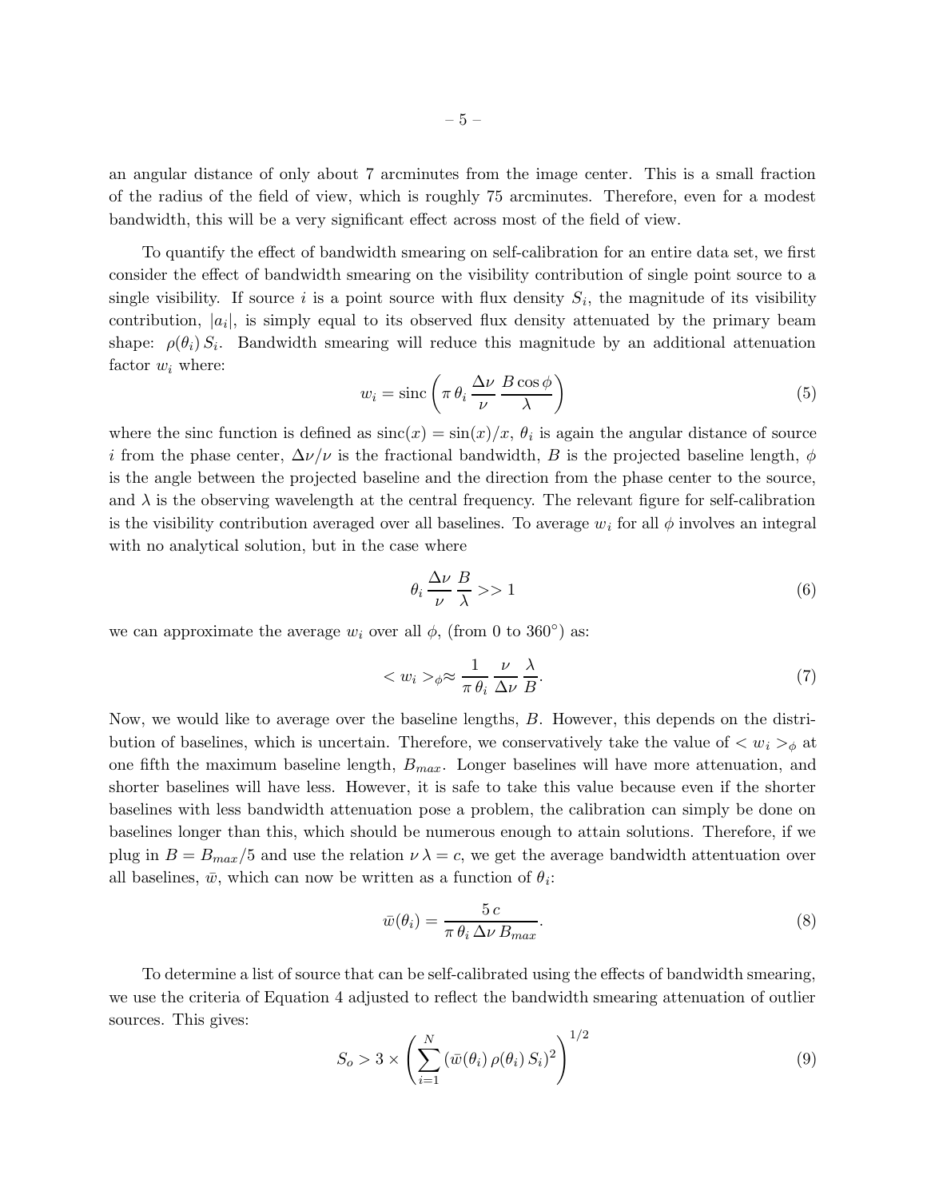an angular distance of only about 7 arcminutes from the image center. This is a small fraction of the radius of the field of view, which is roughly 75 arcminutes. Therefore, even for a modest bandwidth, this will be a very significant effect across most of the field of view.

To quantify the effect of bandwidth smearing on self-calibration for an entire data set, we first consider the effect of bandwidth smearing on the visibility contribution of single point source to a single visibility. If source $i$ is a point source with flux density $S_i$, the magnitude of its visibility contribution, $|a_i|$, is simply equal to its observed flux density attenuated by the primary beam shape: $\rho(\theta_i)\, S_i$. Bandwidth smearing will reduce this magnitude by an additional attenuation factor $w_i$ where:

$$w_i = \mathrm{sinc}\left(\pi\, \theta_i \, \frac{\Delta\nu}{\nu} \, \frac{B\cos\phi}{\lambda}\right) \tag{5}$$

where the sinc function is defined as $\mathrm{sinc}(x) = \sin(x)/x$, $\theta_i$ is again the angular distance of source $i$ from the phase center, $\Delta\nu/\nu$ is the fractional bandwidth, $B$ is the projected baseline length, $\phi$ is the angle between the projected baseline and the direction from the phase center to the source, and $\lambda$ is the observing wavelength at the central frequency. The relevant figure for self-calibration is the visibility contribution averaged over all baselines. To average $w_i$ for all $\phi$ involves an integral with no analytical solution, but in the case where

$$\theta_i \, \frac{\Delta\nu}{\nu} \, \frac{B}{\lambda} >> 1 \tag{6}$$

we can approximate the average $w_i$ over all $\phi$, (from 0 to 360°) as:

$$< w_i >_\phi \approx \frac{1}{\pi\, \theta_i} \, \frac{\nu}{\Delta\nu} \, \frac{\lambda}{B}. \tag{7}$$

Now, we would like to average over the baseline lengths, $B$. However, this depends on the distribution of baselines, which is uncertain. Therefore, we conservatively take the value of $< w_i >_\phi$ at one fifth the maximum baseline length, $B_{max}$. Longer baselines will have more attenuation, and shorter baselines will have less. However, it is safe to take this value because even if the shorter baselines with less bandwidth attenuation pose a problem, the calibration can simply be done on baselines longer than this, which should be numerous enough to attain solutions. Therefore, if we plug in $B = B_{max}/5$ and use the relation $\nu\, \lambda = c$, we get the average bandwidth attentuation over all baselines, $\bar{w}$, which can now be written as a function of $\theta_i$:

$$\bar{w}(\theta_i) = \frac{5\, c}{\pi\, \theta_i \, \Delta\nu \, B_{max}}. \tag{8}$$

To determine a list of source that can be self-calibrated using the effects of bandwidth smearing, we use the criteria of Equation 4 adjusted to reflect the bandwidth smearing attenuation of outlier sources. This gives:

$$S_o > 3 \times \left(\sum_{i=1}^{N} \left(\bar{w}(\theta_i)\, \rho(\theta_i)\, S_i\right)^2\right)^{1/2} \tag{9}$$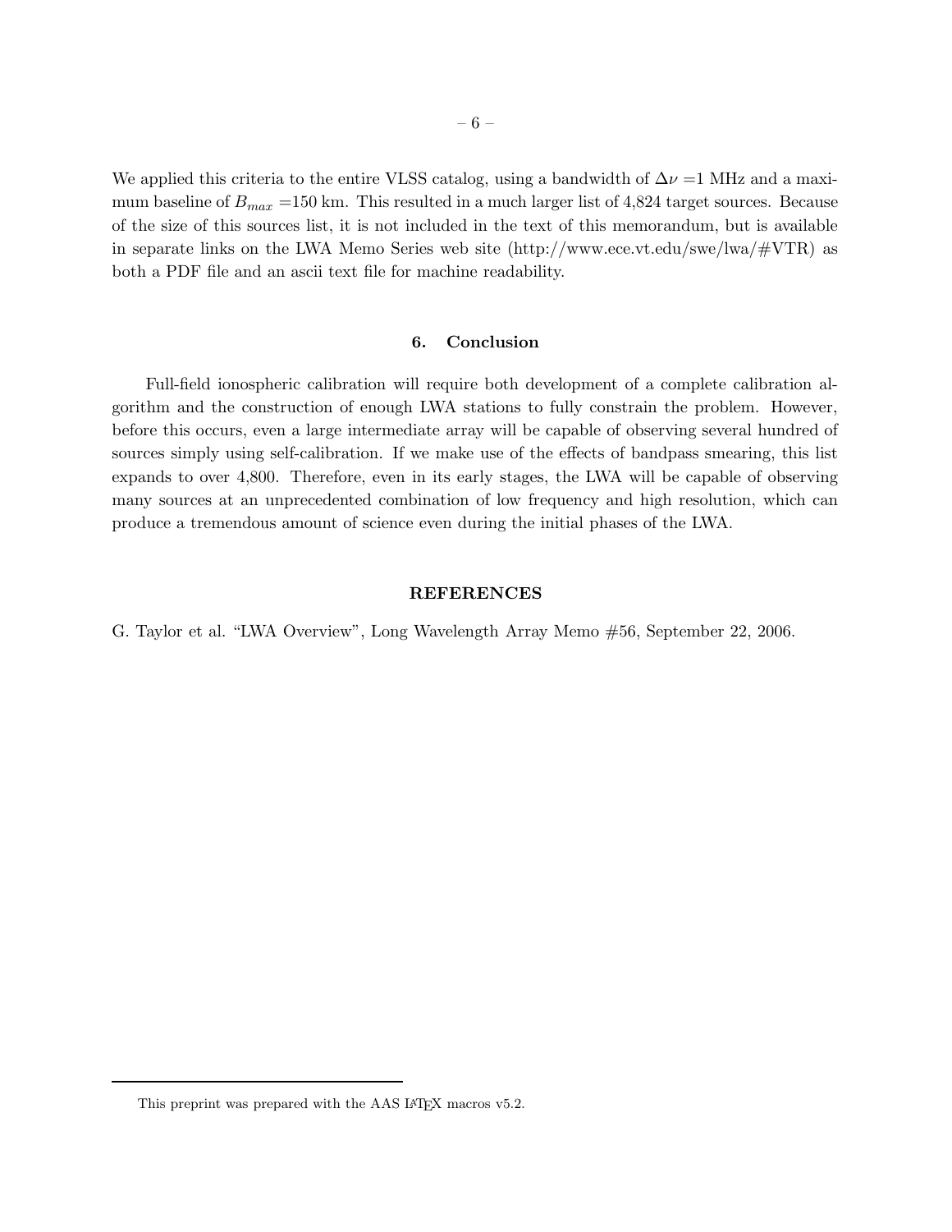We applied this criteria to the entire VLSS catalog, using a bandwidth of $\Delta\nu$ =1 MHz and a maximum baseline of $B_{max}$ =150 km. This resulted in a much larger list of 4,824 target sources. Because of the size of this sources list, it is not included in the text of this memorandum, but is available in separate links on the LWA Memo Series web site (http://www.ece.vt.edu/swe/lwa/#VTR) as both a PDF file and an ascii text file for machine readability.

## 6. Conclusion

Full-field ionospheric calibration will require both development of a complete calibration algorithm and the construction of enough LWA stations to fully constrain the problem. However, before this occurs, even a large intermediate array will be capable of observing several hundred of sources simply using self-calibration. If we make use of the effects of bandpass smearing, this list expands to over 4,800. Therefore, even in its early stages, the LWA will be capable of observing many sources at an unprecedented combination of low frequency and high resolution, which can produce a tremendous amount of science even during the initial phases of the LWA.

## REFERENCES

G. Taylor et al. "LWA Overview", Long Wavelength Array Memo #56, September 22, 2006.

This preprint was prepared with the AAS LaTeX macros v5.2.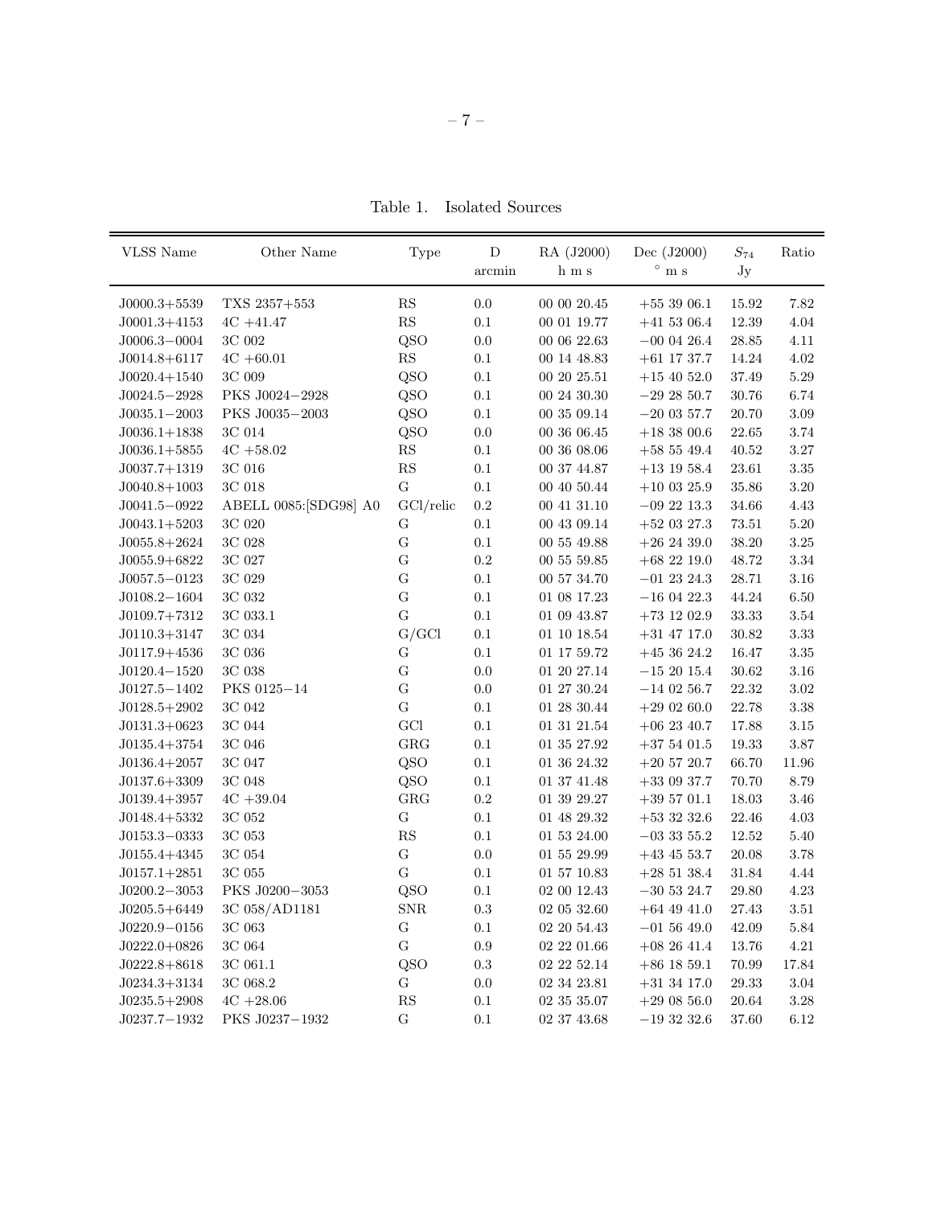Table 1. Isolated Sources

| VLSS Name | Other Name | Type | D arcmin | RA (J2000) h m s | Dec (J2000) ° m s | $S_{74}$ Jy | Ratio |
|---|---|---|---|---|---|---|---|
| J0000.3+5539 | TXS 2357+553 | RS | 0.0 | 00 00 20.45 | +55 39 06.1 | 15.92 | 7.82 |
| J0001.3+4153 | 4C +41.47 | RS | 0.1 | 00 01 19.77 | +41 53 06.4 | 12.39 | 4.04 |
| J0006.3−0004 | 3C 002 | QSO | 0.0 | 00 06 22.63 | −00 04 26.4 | 28.85 | 4.11 |
| J0014.8+6117 | 4C +60.01 | RS | 0.1 | 00 14 48.83 | +61 17 37.7 | 14.24 | 4.02 |
| J0020.4+1540 | 3C 009 | QSO | 0.1 | 00 20 25.51 | +15 40 52.0 | 37.49 | 5.29 |
| J0024.5−2928 | PKS J0024−2928 | QSO | 0.1 | 00 24 30.30 | −29 28 50.7 | 30.76 | 6.74 |
| J0035.1−2003 | PKS J0035−2003 | QSO | 0.1 | 00 35 09.14 | −20 03 57.7 | 20.70 | 3.09 |
| J0036.1+1838 | 3C 014 | QSO | 0.0 | 00 36 06.45 | +18 38 00.6 | 22.65 | 3.74 |
| J0036.1+5855 | 4C +58.02 | RS | 0.1 | 00 36 08.06 | +58 55 49.4 | 40.52 | 3.27 |
| J0037.7+1319 | 3C 016 | RS | 0.1 | 00 37 44.87 | +13 19 58.4 | 23.61 | 3.35 |
| J0040.8+1003 | 3C 018 | G | 0.1 | 00 40 50.44 | +10 03 25.9 | 35.86 | 3.20 |
| J0041.5−0922 | ABELL 0085:[SDG98] A0 | GCl/relic | 0.2 | 00 41 31.10 | −09 22 13.3 | 34.66 | 4.43 |
| J0043.1+5203 | 3C 020 | G | 0.1 | 00 43 09.14 | +52 03 27.3 | 73.51 | 5.20 |
| J0055.8+2624 | 3C 028 | G | 0.1 | 00 55 49.88 | +26 24 39.0 | 38.20 | 3.25 |
| J0055.9+6822 | 3C 027 | G | 0.2 | 00 55 59.85 | +68 22 19.0 | 48.72 | 3.34 |
| J0057.5−0123 | 3C 029 | G | 0.1 | 00 57 34.70 | −01 23 24.3 | 28.71 | 3.16 |
| J0108.2−1604 | 3C 032 | G | 0.1 | 01 08 17.23 | −16 04 22.3 | 44.24 | 6.50 |
| J0109.7+7312 | 3C 033.1 | G | 0.1 | 01 09 43.87 | +73 12 02.9 | 33.33 | 3.54 |
| J0110.3+3147 | 3C 034 | G/GCl | 0.1 | 01 10 18.54 | +31 47 17.0 | 30.82 | 3.33 |
| J0117.9+4536 | 3C 036 | G | 0.1 | 01 17 59.72 | +45 36 24.2 | 16.47 | 3.35 |
| J0120.4−1520 | 3C 038 | G | 0.0 | 01 20 27.14 | −15 20 15.4 | 30.62 | 3.16 |
| J0127.5−1402 | PKS 0125−14 | G | 0.0 | 01 27 30.24 | −14 02 56.7 | 22.32 | 3.02 |
| J0128.5+2902 | 3C 042 | G | 0.1 | 01 28 30.44 | +29 02 60.0 | 22.78 | 3.38 |
| J0131.3+0623 | 3C 044 | GCl | 0.1 | 01 31 21.54 | +06 23 40.7 | 17.88 | 3.15 |
| J0135.4+3754 | 3C 046 | GRG | 0.1 | 01 35 27.92 | +37 54 01.5 | 19.33 | 3.87 |
| J0136.4+2057 | 3C 047 | QSO | 0.1 | 01 36 24.32 | +20 57 20.7 | 66.70 | 11.96 |
| J0137.6+3309 | 3C 048 | QSO | 0.1 | 01 37 41.48 | +33 09 37.7 | 70.70 | 8.79 |
| J0139.4+3957 | 4C +39.04 | GRG | 0.2 | 01 39 29.27 | +39 57 01.1 | 18.03 | 3.46 |
| J0148.4+5332 | 3C 052 | G | 0.1 | 01 48 29.32 | +53 32 32.6 | 22.46 | 4.03 |
| J0153.3−0333 | 3C 053 | RS | 0.1 | 01 53 24.00 | −03 33 55.2 | 12.52 | 5.40 |
| J0155.4+4345 | 3C 054 | G | 0.0 | 01 55 29.99 | +43 45 53.7 | 20.08 | 3.78 |
| J0157.1+2851 | 3C 055 | G | 0.1 | 01 57 10.83 | +28 51 38.4 | 31.84 | 4.44 |
| J0200.2−3053 | PKS J0200−3053 | QSO | 0.1 | 02 00 12.43 | −30 53 24.7 | 29.80 | 4.23 |
| J0205.5+6449 | 3C 058/AD1181 | SNR | 0.3 | 02 05 32.60 | +64 49 41.0 | 27.43 | 3.51 |
| J0220.9−0156 | 3C 063 | G | 0.1 | 02 20 54.43 | −01 56 49.0 | 42.09 | 5.84 |
| J0222.0+0826 | 3C 064 | G | 0.9 | 02 22 01.66 | +08 26 41.4 | 13.76 | 4.21 |
| J0222.8+8618 | 3C 061.1 | QSO | 0.3 | 02 22 52.14 | +86 18 59.1 | 70.99 | 17.84 |
| J0234.3+3134 | 3C 068.2 | G | 0.0 | 02 34 23.81 | +31 34 17.0 | 29.33 | 3.04 |
| J0235.5+2908 | 4C +28.06 | RS | 0.1 | 02 35 35.07 | +29 08 56.0 | 20.64 | 3.28 |
| J0237.7−1932 | PKS J0237−1932 | G | 0.1 | 02 37 43.68 | −19 32 32.6 | 37.60 | 6.12 |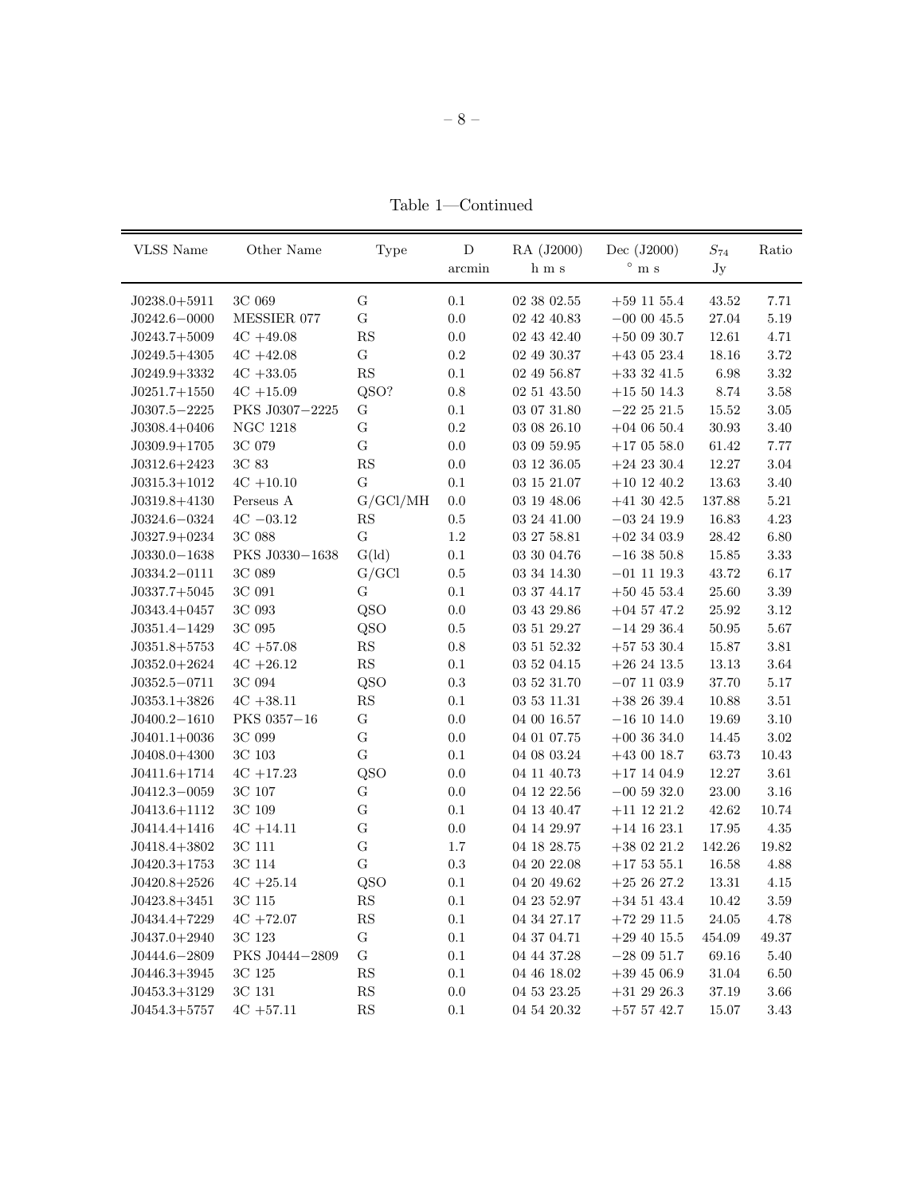Table 1—Continued

| VLSS Name | Other Name | Type | D arcmin | RA (J2000) h m s | Dec (J2000) ° m s | $S_{74}$ Jy | Ratio |
|---|---|---|---|---|---|---|---|
| J0238.0+5911 | 3C 069 | G | 0.1 | 02 38 02.55 | +59 11 55.4 | 43.52 | 7.71 |
| J0242.6−0000 | MESSIER 077 | G | 0.0 | 02 42 40.83 | −00 00 45.5 | 27.04 | 5.19 |
| J0243.7+5009 | 4C +49.08 | RS | 0.0 | 02 43 42.40 | +50 09 30.7 | 12.61 | 4.71 |
| J0249.5+4305 | 4C +42.08 | G | 0.2 | 02 49 30.37 | +43 05 23.4 | 18.16 | 3.72 |
| J0249.9+3332 | 4C +33.05 | RS | 0.1 | 02 49 56.87 | +33 32 41.5 | 6.98 | 3.32 |
| J0251.7+1550 | 4C +15.09 | QSO? | 0.8 | 02 51 43.50 | +15 50 14.3 | 8.74 | 3.58 |
| J0307.5−2225 | PKS J0307−2225 | G | 0.1 | 03 07 31.80 | −22 25 21.5 | 15.52 | 3.05 |
| J0308.4+0406 | NGC 1218 | G | 0.2 | 03 08 26.10 | +04 06 50.4 | 30.93 | 3.40 |
| J0309.9+1705 | 3C 079 | G | 0.0 | 03 09 59.95 | +17 05 58.0 | 61.42 | 7.77 |
| J0312.6+2423 | 3C 83 | RS | 0.0 | 03 12 36.05 | +24 23 30.4 | 12.27 | 3.04 |
| J0315.3+1012 | 4C +10.10 | G | 0.1 | 03 15 21.07 | +10 12 40.2 | 13.63 | 3.40 |
| J0319.8+4130 | Perseus A | G/GCl/MH | 0.0 | 03 19 48.06 | +41 30 42.5 | 137.88 | 5.21 |
| J0324.6−0324 | 4C −03.12 | RS | 0.5 | 03 24 41.00 | −03 24 19.9 | 16.83 | 4.23 |
| J0327.9+0234 | 3C 088 | G | 1.2 | 03 27 58.81 | +02 34 03.9 | 28.42 | 6.80 |
| J0330.0−1638 | PKS J0330−1638 | G(ld) | 0.1 | 03 30 04.76 | −16 38 50.8 | 15.85 | 3.33 |
| J0334.2−0111 | 3C 089 | G/GCl | 0.5 | 03 34 14.30 | −01 11 19.3 | 43.72 | 6.17 |
| J0337.7+5045 | 3C 091 | G | 0.1 | 03 37 44.17 | +50 45 53.4 | 25.60 | 3.39 |
| J0343.4+0457 | 3C 093 | QSO | 0.0 | 03 43 29.86 | +04 57 47.2 | 25.92 | 3.12 |
| J0351.4−1429 | 3C 095 | QSO | 0.5 | 03 51 29.27 | −14 29 36.4 | 50.95 | 5.67 |
| J0351.8+5753 | 4C +57.08 | RS | 0.8 | 03 51 52.32 | +57 53 30.4 | 15.87 | 3.81 |
| J0352.0+2624 | 4C +26.12 | RS | 0.1 | 03 52 04.15 | +26 24 13.5 | 13.13 | 3.64 |
| J0352.5−0711 | 3C 094 | QSO | 0.3 | 03 52 31.70 | −07 11 03.9 | 37.70 | 5.17 |
| J0353.1+3826 | 4C +38.11 | RS | 0.1 | 03 53 11.31 | +38 26 39.4 | 10.88 | 3.51 |
| J0400.2−1610 | PKS 0357−16 | G | 0.0 | 04 00 16.57 | −16 10 14.0 | 19.69 | 3.10 |
| J0401.1+0036 | 3C 099 | G | 0.0 | 04 01 07.75 | +00 36 34.0 | 14.45 | 3.02 |
| J0408.0+4300 | 3C 103 | G | 0.1 | 04 08 03.24 | +43 00 18.7 | 63.73 | 10.43 |
| J0411.6+1714 | 4C +17.23 | QSO | 0.0 | 04 11 40.73 | +17 14 04.9 | 12.27 | 3.61 |
| J0412.3−0059 | 3C 107 | G | 0.0 | 04 12 22.56 | −00 59 32.0 | 23.00 | 3.16 |
| J0413.6+1112 | 3C 109 | G | 0.1 | 04 13 40.47 | +11 12 21.2 | 42.62 | 10.74 |
| J0414.4+1416 | 4C +14.11 | G | 0.0 | 04 14 29.97 | +14 16 23.1 | 17.95 | 4.35 |
| J0418.4+3802 | 3C 111 | G | 1.7 | 04 18 28.75 | +38 02 21.2 | 142.26 | 19.82 |
| J0420.3+1753 | 3C 114 | G | 0.3 | 04 20 22.08 | +17 53 55.1 | 16.58 | 4.88 |
| J0420.8+2526 | 4C +25.14 | QSO | 0.1 | 04 20 49.62 | +25 26 27.2 | 13.31 | 4.15 |
| J0423.8+3451 | 3C 115 | RS | 0.1 | 04 23 52.97 | +34 51 43.4 | 10.42 | 3.59 |
| J0434.4+7229 | 4C +72.07 | RS | 0.1 | 04 34 27.17 | +72 29 11.5 | 24.05 | 4.78 |
| J0437.0+2940 | 3C 123 | G | 0.1 | 04 37 04.71 | +29 40 15.5 | 454.09 | 49.37 |
| J0444.6−2809 | PKS J0444−2809 | G | 0.1 | 04 44 37.28 | −28 09 51.7 | 69.16 | 5.40 |
| J0446.3+3945 | 3C 125 | RS | 0.1 | 04 46 18.02 | +39 45 06.9 | 31.04 | 6.50 |
| J0453.3+3129 | 3C 131 | RS | 0.0 | 04 53 23.25 | +31 29 26.3 | 37.19 | 3.66 |
| J0454.3+5757 | 4C +57.11 | RS | 0.1 | 04 54 20.32 | +57 57 42.7 | 15.07 | 3.43 |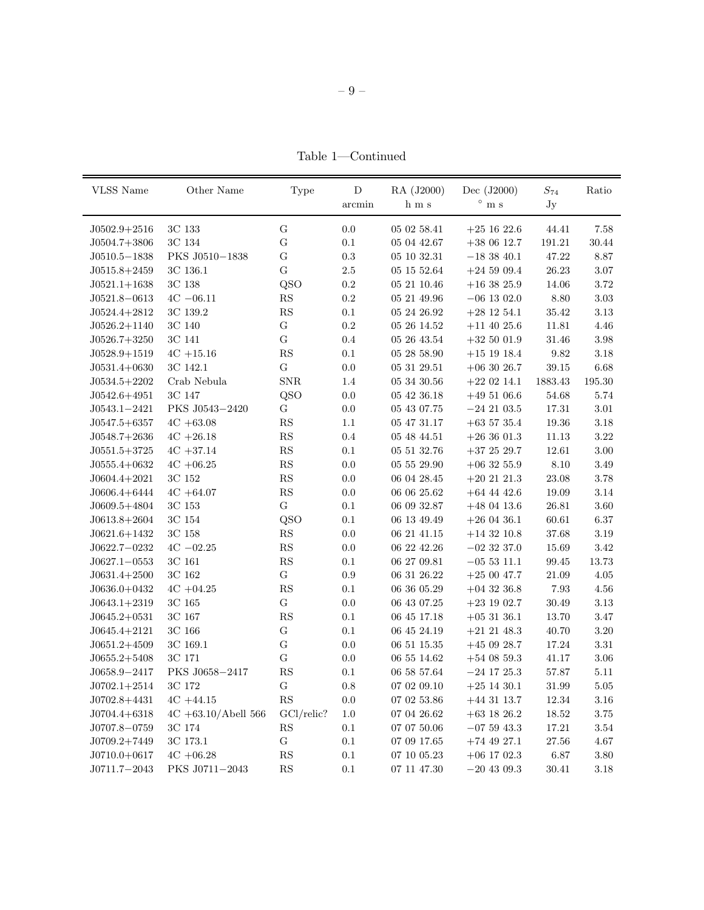Table 1—Continued

| VLSS Name | Other Name | Type | D arcmin | RA (J2000) h m s | Dec (J2000) ° m s | $S_{74}$ Jy | Ratio |
|---|---|---|---|---|---|---|---|
| J0502.9+2516 | 3C 133 | G | 0.0 | 05 02 58.41 | +25 16 22.6 | 44.41 | 7.58 |
| J0504.7+3806 | 3C 134 | G | 0.1 | 05 04 42.67 | +38 06 12.7 | 191.21 | 30.44 |
| J0510.5−1838 | PKS J0510−1838 | G | 0.3 | 05 10 32.31 | −18 38 40.1 | 47.22 | 8.87 |
| J0515.8+2459 | 3C 136.1 | G | 2.5 | 05 15 52.64 | +24 59 09.4 | 26.23 | 3.07 |
| J0521.1+1638 | 3C 138 | QSO | 0.2 | 05 21 10.46 | +16 38 25.9 | 14.06 | 3.72 |
| J0521.8−0613 | 4C −06.11 | RS | 0.2 | 05 21 49.96 | −06 13 02.0 | 8.80 | 3.03 |
| J0524.4+2812 | 3C 139.2 | RS | 0.1 | 05 24 26.92 | +28 12 54.1 | 35.42 | 3.13 |
| J0526.2+1140 | 3C 140 | G | 0.2 | 05 26 14.52 | +11 40 25.6 | 11.81 | 4.46 |
| J0526.7+3250 | 3C 141 | G | 0.4 | 05 26 43.54 | +32 50 01.9 | 31.46 | 3.98 |
| J0528.9+1519 | 4C +15.16 | RS | 0.1 | 05 28 58.90 | +15 19 18.4 | 9.82 | 3.18 |
| J0531.4+0630 | 3C 142.1 | G | 0.0 | 05 31 29.51 | +06 30 26.7 | 39.15 | 6.68 |
| J0534.5+2202 | Crab Nebula | SNR | 1.4 | 05 34 30.56 | +22 02 14.1 | 1883.43 | 195.30 |
| J0542.6+4951 | 3C 147 | QSO | 0.0 | 05 42 36.18 | +49 51 06.6 | 54.68 | 5.74 |
| J0543.1−2421 | PKS J0543−2420 | G | 0.0 | 05 43 07.75 | −24 21 03.5 | 17.31 | 3.01 |
| J0547.5+6357 | 4C +63.08 | RS | 1.1 | 05 47 31.17 | +63 57 35.4 | 19.36 | 3.18 |
| J0548.7+2636 | 4C +26.18 | RS | 0.4 | 05 48 44.51 | +26 36 01.3 | 11.13 | 3.22 |
| J0551.5+3725 | 4C +37.14 | RS | 0.1 | 05 51 32.76 | +37 25 29.7 | 12.61 | 3.00 |
| J0555.4+0632 | 4C +06.25 | RS | 0.0 | 05 55 29.90 | +06 32 55.9 | 8.10 | 3.49 |
| J0604.4+2021 | 3C 152 | RS | 0.0 | 06 04 28.45 | +20 21 21.3 | 23.08 | 3.78 |
| J0606.4+6444 | 4C +64.07 | RS | 0.0 | 06 06 25.62 | +64 44 42.6 | 19.09 | 3.14 |
| J0609.5+4804 | 3C 153 | G | 0.1 | 06 09 32.87 | +48 04 13.6 | 26.81 | 3.60 |
| J0613.8+2604 | 3C 154 | QSO | 0.1 | 06 13 49.49 | +26 04 36.1 | 60.61 | 6.37 |
| J0621.6+1432 | 3C 158 | RS | 0.0 | 06 21 41.15 | +14 32 10.8 | 37.68 | 3.19 |
| J0622.7−0232 | 4C −02.25 | RS | 0.0 | 06 22 42.26 | −02 32 37.0 | 15.69 | 3.42 |
| J0627.1−0553 | 3C 161 | RS | 0.1 | 06 27 09.81 | −05 53 11.1 | 99.45 | 13.73 |
| J0631.4+2500 | 3C 162 | G | 0.9 | 06 31 26.22 | +25 00 47.7 | 21.09 | 4.05 |
| J0636.0+0432 | 4C +04.25 | RS | 0.1 | 06 36 05.29 | +04 32 36.8 | 7.93 | 4.56 |
| J0643.1+2319 | 3C 165 | G | 0.0 | 06 43 07.25 | +23 19 02.7 | 30.49 | 3.13 |
| J0645.2+0531 | 3C 167 | RS | 0.1 | 06 45 17.18 | +05 31 36.1 | 13.70 | 3.47 |
| J0645.4+2121 | 3C 166 | G | 0.1 | 06 45 24.19 | +21 21 48.3 | 40.70 | 3.20 |
| J0651.2+4509 | 3C 169.1 | G | 0.0 | 06 51 15.35 | +45 09 28.7 | 17.24 | 3.31 |
| J0655.2+5408 | 3C 171 | G | 0.0 | 06 55 14.62 | +54 08 59.3 | 41.17 | 3.06 |
| J0658.9−2417 | PKS J0658−2417 | RS | 0.1 | 06 58 57.64 | −24 17 25.3 | 57.87 | 5.11 |
| J0702.1+2514 | 3C 172 | G | 0.8 | 07 02 09.10 | +25 14 30.1 | 31.99 | 5.05 |
| J0702.8+4431 | 4C +44.15 | RS | 0.0 | 07 02 53.86 | +44 31 13.7 | 12.34 | 3.16 |
| J0704.4+6318 | 4C +63.10/Abell 566 | GCl/relic? | 1.0 | 07 04 26.62 | +63 18 26.2 | 18.52 | 3.75 |
| J0707.8−0759 | 3C 174 | RS | 0.1 | 07 07 50.06 | −07 59 43.3 | 17.21 | 3.54 |
| J0709.2+7449 | 3C 173.1 | G | 0.1 | 07 09 17.65 | +74 49 27.1 | 27.56 | 4.67 |
| J0710.0+0617 | 4C +06.28 | RS | 0.1 | 07 10 05.23 | +06 17 02.3 | 6.87 | 3.80 |
| J0711.7−2043 | PKS J0711−2043 | RS | 0.1 | 07 11 47.30 | −20 43 09.3 | 30.41 | 3.18 |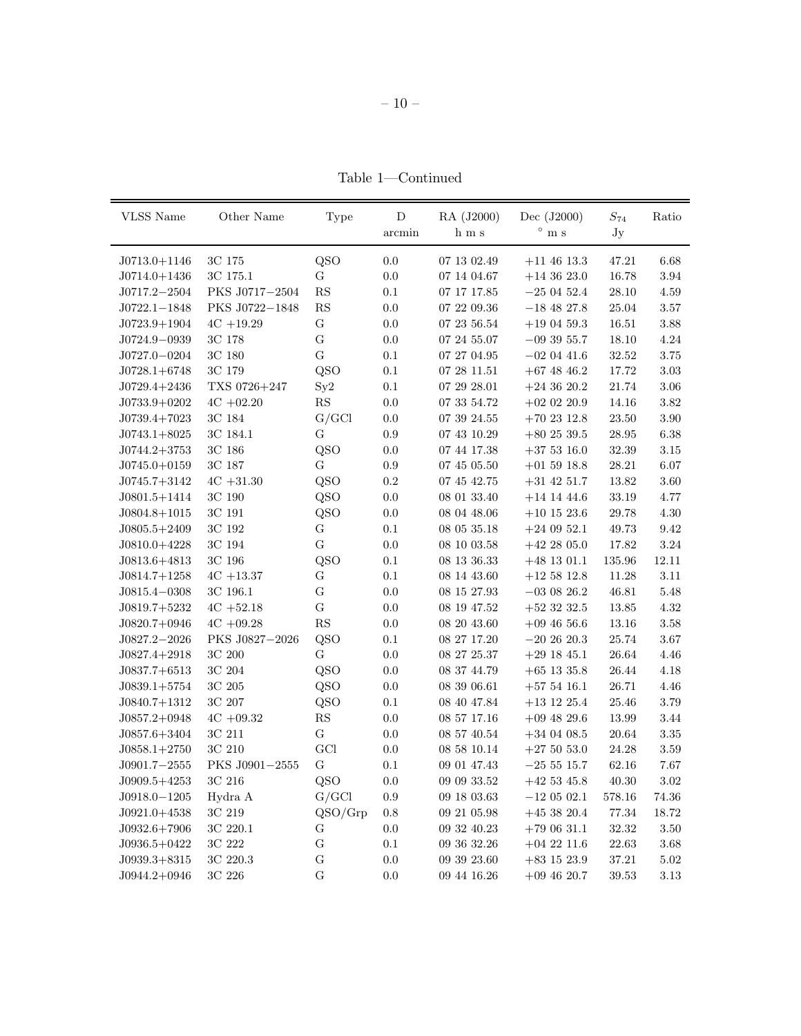Table 1—Continued

| VLSS Name | Other Name | Type | D arcmin | RA (J2000) h m s | Dec (J2000) ° m s | $S_{74}$ Jy | Ratio |
|---|---|---|---|---|---|---|---|
| J0713.0+1146 | 3C 175 | QSO | 0.0 | 07 13 02.49 | +11 46 13.3 | 47.21 | 6.68 |
| J0714.0+1436 | 3C 175.1 | G | 0.0 | 07 14 04.67 | +14 36 23.0 | 16.78 | 3.94 |
| J0717.2−2504 | PKS J0717−2504 | RS | 0.1 | 07 17 17.85 | −25 04 52.4 | 28.10 | 4.59 |
| J0722.1−1848 | PKS J0722−1848 | RS | 0.0 | 07 22 09.36 | −18 48 27.8 | 25.04 | 3.57 |
| J0723.9+1904 | 4C +19.29 | G | 0.0 | 07 23 56.54 | +19 04 59.3 | 16.51 | 3.88 |
| J0724.9−0939 | 3C 178 | G | 0.0 | 07 24 55.07 | −09 39 55.7 | 18.10 | 4.24 |
| J0727.0−0204 | 3C 180 | G | 0.1 | 07 27 04.95 | −02 04 41.6 | 32.52 | 3.75 |
| J0728.1+6748 | 3C 179 | QSO | 0.1 | 07 28 11.51 | +67 48 46.2 | 17.72 | 3.03 |
| J0729.4+2436 | TXS 0726+247 | Sy2 | 0.1 | 07 29 28.01 | +24 36 20.2 | 21.74 | 3.06 |
| J0733.9+0202 | 4C +02.20 | RS | 0.0 | 07 33 54.72 | +02 02 20.9 | 14.16 | 3.82 |
| J0739.4+7023 | 3C 184 | G/GCl | 0.0 | 07 39 24.55 | +70 23 12.8 | 23.50 | 3.90 |
| J0743.1+8025 | 3C 184.1 | G | 0.9 | 07 43 10.29 | +80 25 39.5 | 28.95 | 6.38 |
| J0744.2+3753 | 3C 186 | QSO | 0.0 | 07 44 17.38 | +37 53 16.0 | 32.39 | 3.15 |
| J0745.0+0159 | 3C 187 | G | 0.9 | 07 45 05.50 | +01 59 18.8 | 28.21 | 6.07 |
| J0745.7+3142 | 4C +31.30 | QSO | 0.2 | 07 45 42.75 | +31 42 51.7 | 13.82 | 3.60 |
| J0801.5+1414 | 3C 190 | QSO | 0.0 | 08 01 33.40 | +14 14 44.6 | 33.19 | 4.77 |
| J0804.8+1015 | 3C 191 | QSO | 0.0 | 08 04 48.06 | +10 15 23.6 | 29.78 | 4.30 |
| J0805.5+2409 | 3C 192 | G | 0.1 | 08 05 35.18 | +24 09 52.1 | 49.73 | 9.42 |
| J0810.0+4228 | 3C 194 | G | 0.0 | 08 10 03.58 | +42 28 05.0 | 17.82 | 3.24 |
| J0813.6+4813 | 3C 196 | QSO | 0.1 | 08 13 36.33 | +48 13 01.1 | 135.96 | 12.11 |
| J0814.7+1258 | 4C +13.37 | G | 0.1 | 08 14 43.60 | +12 58 12.8 | 11.28 | 3.11 |
| J0815.4−0308 | 3C 196.1 | G | 0.0 | 08 15 27.93 | −03 08 26.2 | 46.81 | 5.48 |
| J0819.7+5232 | 4C +52.18 | G | 0.0 | 08 19 47.52 | +52 32 32.5 | 13.85 | 4.32 |
| J0820.7+0946 | 4C +09.28 | RS | 0.0 | 08 20 43.60 | +09 46 56.6 | 13.16 | 3.58 |
| J0827.2−2026 | PKS J0827−2026 | QSO | 0.1 | 08 27 17.20 | −20 26 20.3 | 25.74 | 3.67 |
| J0827.4+2918 | 3C 200 | G | 0.0 | 08 27 25.37 | +29 18 45.1 | 26.64 | 4.46 |
| J0837.7+6513 | 3C 204 | QSO | 0.0 | 08 37 44.79 | +65 13 35.8 | 26.44 | 4.18 |
| J0839.1+5754 | 3C 205 | QSO | 0.0 | 08 39 06.61 | +57 54 16.1 | 26.71 | 4.46 |
| J0840.7+1312 | 3C 207 | QSO | 0.1 | 08 40 47.84 | +13 12 25.4 | 25.46 | 3.79 |
| J0857.2+0948 | 4C +09.32 | RS | 0.0 | 08 57 17.16 | +09 48 29.6 | 13.99 | 3.44 |
| J0857.6+3404 | 3C 211 | G | 0.0 | 08 57 40.54 | +34 04 08.5 | 20.64 | 3.35 |
| J0858.1+2750 | 3C 210 | GCl | 0.0 | 08 58 10.14 | +27 50 53.0 | 24.28 | 3.59 |
| J0901.7−2555 | PKS J0901−2555 | G | 0.1 | 09 01 47.43 | −25 55 15.7 | 62.16 | 7.67 |
| J0909.5+4253 | 3C 216 | QSO | 0.0 | 09 09 33.52 | +42 53 45.8 | 40.30 | 3.02 |
| J0918.0−1205 | Hydra A | G/GCl | 0.9 | 09 18 03.63 | −12 05 02.1 | 578.16 | 74.36 |
| J0921.0+4538 | 3C 219 | QSO/Grp | 0.8 | 09 21 05.98 | +45 38 20.4 | 77.34 | 18.72 |
| J0932.6+7906 | 3C 220.1 | G | 0.0 | 09 32 40.23 | +79 06 31.1 | 32.32 | 3.50 |
| J0936.5+0422 | 3C 222 | G | 0.1 | 09 36 32.26 | +04 22 11.6 | 22.63 | 3.68 |
| J0939.3+8315 | 3C 220.3 | G | 0.0 | 09 39 23.60 | +83 15 23.9 | 37.21 | 5.02 |
| J0944.2+0946 | 3C 226 | G | 0.0 | 09 44 16.26 | +09 46 20.7 | 39.53 | 3.13 |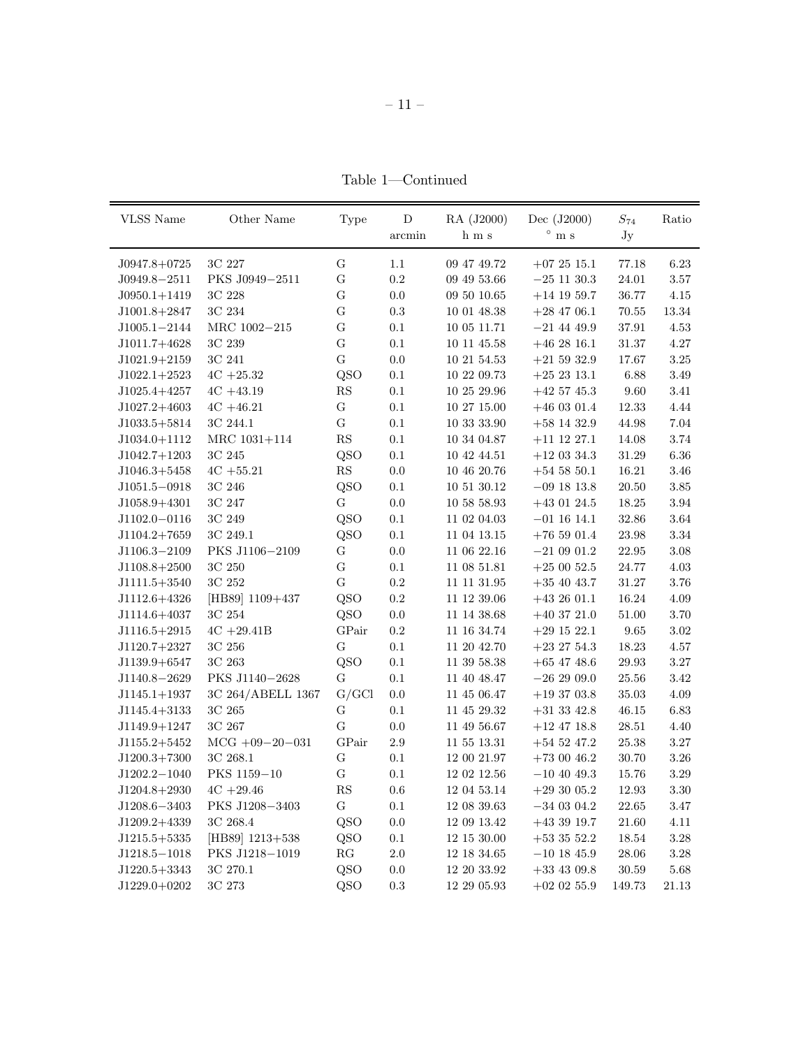Table 1—Continued

| VLSS Name | Other Name | Type | D arcmin | RA (J2000) h m s | Dec (J2000) ° m s | $S_{74}$ Jy | Ratio |
|---|---|---|---|---|---|---|---|
| J0947.8+0725 | 3C 227 | G | 1.1 | 09 47 49.72 | +07 25 15.1 | 77.18 | 6.23 |
| J0949.8−2511 | PKS J0949−2511 | G | 0.2 | 09 49 53.66 | −25 11 30.3 | 24.01 | 3.57 |
| J0950.1+1419 | 3C 228 | G | 0.0 | 09 50 10.65 | +14 19 59.7 | 36.77 | 4.15 |
| J1001.8+2847 | 3C 234 | G | 0.3 | 10 01 48.38 | +28 47 06.1 | 70.55 | 13.34 |
| J1005.1−2144 | MRC 1002−215 | G | 0.1 | 10 05 11.71 | −21 44 49.9 | 37.91 | 4.53 |
| J1011.7+4628 | 3C 239 | G | 0.1 | 10 11 45.58 | +46 28 16.1 | 31.37 | 4.27 |
| J1021.9+2159 | 3C 241 | G | 0.0 | 10 21 54.53 | +21 59 32.9 | 17.67 | 3.25 |
| J1022.1+2523 | 4C +25.32 | QSO | 0.1 | 10 22 09.73 | +25 23 13.1 | 6.88 | 3.49 |
| J1025.4+4257 | 4C +43.19 | RS | 0.1 | 10 25 29.96 | +42 57 45.3 | 9.60 | 3.41 |
| J1027.2+4603 | 4C +46.21 | G | 0.1 | 10 27 15.00 | +46 03 01.4 | 12.33 | 4.44 |
| J1033.5+5814 | 3C 244.1 | G | 0.1 | 10 33 33.90 | +58 14 32.9 | 44.98 | 7.04 |
| J1034.0+1112 | MRC 1031+114 | RS | 0.1 | 10 34 04.87 | +11 12 27.1 | 14.08 | 3.74 |
| J1042.7+1203 | 3C 245 | QSO | 0.1 | 10 42 44.51 | +12 03 34.3 | 31.29 | 6.36 |
| J1046.3+5458 | 4C +55.21 | RS | 0.0 | 10 46 20.76 | +54 58 50.1 | 16.21 | 3.46 |
| J1051.5−0918 | 3C 246 | QSO | 0.1 | 10 51 30.12 | −09 18 13.8 | 20.50 | 3.85 |
| J1058.9+4301 | 3C 247 | G | 0.0 | 10 58 58.93 | +43 01 24.5 | 18.25 | 3.94 |
| J1102.0−0116 | 3C 249 | QSO | 0.1 | 11 02 04.03 | −01 16 14.1 | 32.86 | 3.64 |
| J1104.2+7659 | 3C 249.1 | QSO | 0.1 | 11 04 13.15 | +76 59 01.4 | 23.98 | 3.34 |
| J1106.3−2109 | PKS J1106−2109 | G | 0.0 | 11 06 22.16 | −21 09 01.2 | 22.95 | 3.08 |
| J1108.8+2500 | 3C 250 | G | 0.1 | 11 08 51.81 | +25 00 52.5 | 24.77 | 4.03 |
| J1111.5+3540 | 3C 252 | G | 0.2 | 11 11 31.95 | +35 40 43.7 | 31.27 | 3.76 |
| J1112.6+4326 | [HB89] 1109+437 | QSO | 0.2 | 11 12 39.06 | +43 26 01.1 | 16.24 | 4.09 |
| J1114.6+4037 | 3C 254 | QSO | 0.0 | 11 14 38.68 | +40 37 21.0 | 51.00 | 3.70 |
| J1116.5+2915 | 4C +29.41B | GPair | 0.2 | 11 16 34.74 | +29 15 22.1 | 9.65 | 3.02 |
| J1120.7+2327 | 3C 256 | G | 0.1 | 11 20 42.70 | +23 27 54.3 | 18.23 | 4.57 |
| J1139.9+6547 | 3C 263 | QSO | 0.1 | 11 39 58.38 | +65 47 48.6 | 29.93 | 3.27 |
| J1140.8−2629 | PKS J1140−2628 | G | 0.1 | 11 40 48.47 | −26 29 09.0 | 25.56 | 3.42 |
| J1145.1+1937 | 3C 264/ABELL 1367 | G/GCl | 0.0 | 11 45 06.47 | +19 37 03.8 | 35.03 | 4.09 |
| J1145.4+3133 | 3C 265 | G | 0.1 | 11 45 29.32 | +31 33 42.8 | 46.15 | 6.83 |
| J1149.9+1247 | 3C 267 | G | 0.0 | 11 49 56.67 | +12 47 18.8 | 28.51 | 4.40 |
| J1155.2+5452 | MCG +09−20−031 | GPair | 2.9 | 11 55 13.31 | +54 52 47.2 | 25.38 | 3.27 |
| J1200.3+7300 | 3C 268.1 | G | 0.1 | 12 00 21.97 | +73 00 46.2 | 30.70 | 3.26 |
| J1202.2−1040 | PKS 1159−10 | G | 0.1 | 12 02 12.56 | −10 40 49.3 | 15.76 | 3.29 |
| J1204.8+2930 | 4C +29.46 | RS | 0.6 | 12 04 53.14 | +29 30 05.2 | 12.93 | 3.30 |
| J1208.6−3403 | PKS J1208−3403 | G | 0.1 | 12 08 39.63 | −34 03 04.2 | 22.65 | 3.47 |
| J1209.2+4339 | 3C 268.4 | QSO | 0.0 | 12 09 13.42 | +43 39 19.7 | 21.60 | 4.11 |
| J1215.5+5335 | [HB89] 1213+538 | QSO | 0.1 | 12 15 30.00 | +53 35 52.2 | 18.54 | 3.28 |
| J1218.5−1018 | PKS J1218−1019 | RG | 2.0 | 12 18 34.65 | −10 18 45.9 | 28.06 | 3.28 |
| J1220.5+3343 | 3C 270.1 | QSO | 0.0 | 12 20 33.92 | +33 43 09.8 | 30.59 | 5.68 |
| J1229.0+0202 | 3C 273 | QSO | 0.3 | 12 29 05.93 | +02 02 55.9 | 149.73 | 21.13 |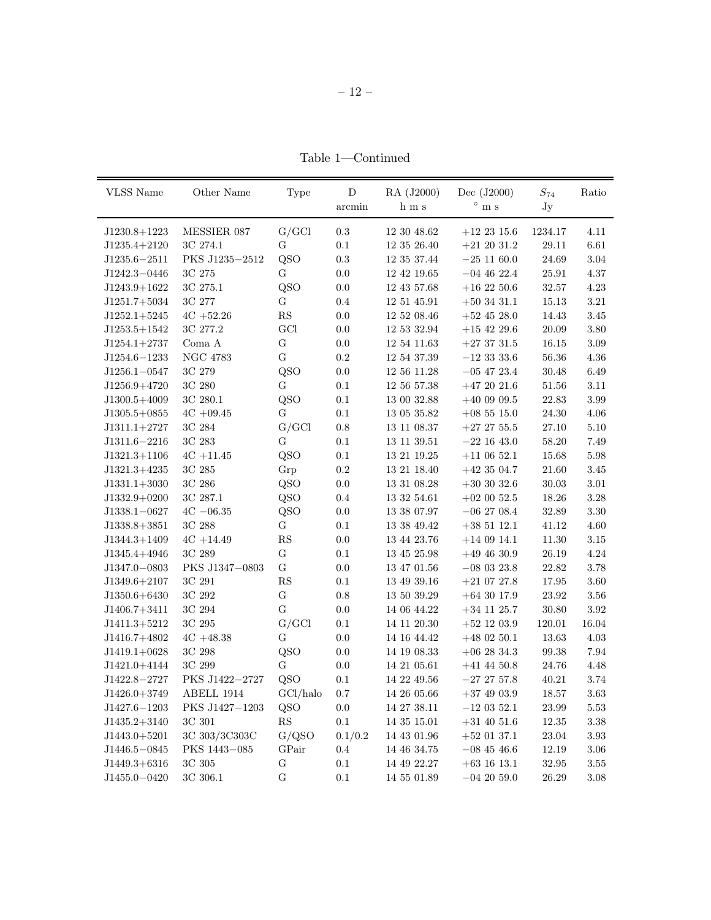Table 1—Continued

| VLSS Name | Other Name | Type | D arcmin | RA (J2000) h m s | Dec (J2000) ° m s | $S_{74}$ Jy | Ratio |
|---|---|---|---|---|---|---|---|
| J1230.8+1223 | MESSIER 087 | G/GCl | 0.3 | 12 30 48.62 | +12 23 15.6 | 1234.17 | 4.11 |
| J1235.4+2120 | 3C 274.1 | G | 0.1 | 12 35 26.40 | +21 20 31.2 | 29.11 | 6.61 |
| J1235.6−2511 | PKS J1235−2512 | QSO | 0.3 | 12 35 37.44 | −25 11 60.0 | 24.69 | 3.04 |
| J1242.3−0446 | 3C 275 | G | 0.0 | 12 42 19.65 | −04 46 22.4 | 25.91 | 4.37 |
| J1243.9+1622 | 3C 275.1 | QSO | 0.0 | 12 43 57.68 | +16 22 50.6 | 32.57 | 4.23 |
| J1251.7+5034 | 3C 277 | G | 0.4 | 12 51 45.91 | +50 34 31.1 | 15.13 | 3.21 |
| J1252.1+5245 | 4C +52.26 | RS | 0.0 | 12 52 08.46 | +52 45 28.0 | 14.43 | 3.45 |
| J1253.5+1542 | 3C 277.2 | GCl | 0.0 | 12 53 32.94 | +15 42 29.6 | 20.09 | 3.80 |
| J1254.1+2737 | Coma A | G | 0.0 | 12 54 11.63 | +27 37 31.5 | 16.15 | 3.09 |
| J1254.6−1233 | NGC 4783 | G | 0.2 | 12 54 37.39 | −12 33 33.6 | 56.36 | 4.36 |
| J1256.1−0547 | 3C 279 | QSO | 0.0 | 12 56 11.28 | −05 47 23.4 | 30.48 | 6.49 |
| J1256.9+4720 | 3C 280 | G | 0.1 | 12 56 57.38 | +47 20 21.6 | 51.56 | 3.11 |
| J1300.5+4009 | 3C 280.1 | QSO | 0.1 | 13 00 32.88 | +40 09 09.5 | 22.83 | 3.99 |
| J1305.5+0855 | 4C +09.45 | G | 0.1 | 13 05 35.82 | +08 55 15.0 | 24.30 | 4.06 |
| J1311.1+2727 | 3C 284 | G/GCl | 0.8 | 13 11 08.37 | +27 27 55.5 | 27.10 | 5.10 |
| J1311.6−2216 | 3C 283 | G | 0.1 | 13 11 39.51 | −22 16 43.0 | 58.20 | 7.49 |
| J1321.3+1106 | 4C +11.45 | QSO | 0.1 | 13 21 19.25 | +11 06 52.1 | 15.68 | 5.98 |
| J1321.3+4235 | 3C 285 | Grp | 0.2 | 13 21 18.40 | +42 35 04.7 | 21.60 | 3.45 |
| J1331.1+3030 | 3C 286 | QSO | 0.0 | 13 31 08.28 | +30 30 32.6 | 30.03 | 3.01 |
| J1332.9+0200 | 3C 287.1 | QSO | 0.4 | 13 32 54.61 | +02 00 52.5 | 18.26 | 3.28 |
| J1338.1−0627 | 4C −06.35 | QSO | 0.0 | 13 38 07.97 | −06 27 08.4 | 32.89 | 3.30 |
| J1338.8+3851 | 3C 288 | G | 0.1 | 13 38 49.42 | +38 51 12.1 | 41.12 | 4.60 |
| J1344.3+1409 | 4C +14.49 | RS | 0.0 | 13 44 23.76 | +14 09 14.1 | 11.30 | 3.15 |
| J1345.4+4946 | 3C 289 | G | 0.1 | 13 45 25.98 | +49 46 30.9 | 26.19 | 4.24 |
| J1347.0−0803 | PKS J1347−0803 | G | 0.0 | 13 47 01.56 | −08 03 23.8 | 22.82 | 3.78 |
| J1349.6+2107 | 3C 291 | RS | 0.1 | 13 49 39.16 | +21 07 27.8 | 17.95 | 3.60 |
| J1350.6+6430 | 3C 292 | G | 0.8 | 13 50 39.29 | +64 30 17.9 | 23.92 | 3.56 |
| J1406.7+3411 | 3C 294 | G | 0.0 | 14 06 44.22 | +34 11 25.7 | 30.80 | 3.92 |
| J1411.3+5212 | 3C 295 | G/GCl | 0.1 | 14 11 20.30 | +52 12 03.9 | 120.01 | 16.04 |
| J1416.7+4802 | 4C +48.38 | G | 0.0 | 14 16 44.42 | +48 02 50.1 | 13.63 | 4.03 |
| J1419.1+0628 | 3C 298 | QSO | 0.0 | 14 19 08.33 | +06 28 34.3 | 99.38 | 7.94 |
| J1421.0+4144 | 3C 299 | G | 0.0 | 14 21 05.61 | +41 44 50.8 | 24.76 | 4.48 |
| J1422.8−2727 | PKS J1422−2727 | QSO | 0.1 | 14 22 49.56 | −27 27 57.8 | 40.21 | 3.74 |
| J1426.0+3749 | ABELL 1914 | GCl/halo | 0.7 | 14 26 05.66 | +37 49 03.9 | 18.57 | 3.63 |
| J1427.6−1203 | PKS J1427−1203 | QSO | 0.0 | 14 27 38.11 | −12 03 52.1 | 23.99 | 5.53 |
| J1435.2+3140 | 3C 301 | RS | 0.1 | 14 35 15.01 | +31 40 51.6 | 12.35 | 3.38 |
| J1443.0+5201 | 3C 303/3C303C | G/QSO | 0.1/0.2 | 14 43 01.96 | +52 01 37.1 | 23.04 | 3.93 |
| J1446.5−0845 | PKS 1443−085 | GPair | 0.4 | 14 46 34.75 | −08 45 46.6 | 12.19 | 3.06 |
| J1449.3+6316 | 3C 305 | G | 0.1 | 14 49 22.27 | +63 16 13.1 | 32.95 | 3.55 |
| J1455.0−0420 | 3C 306.1 | G | 0.1 | 14 55 01.89 | −04 20 59.0 | 26.29 | 3.08 |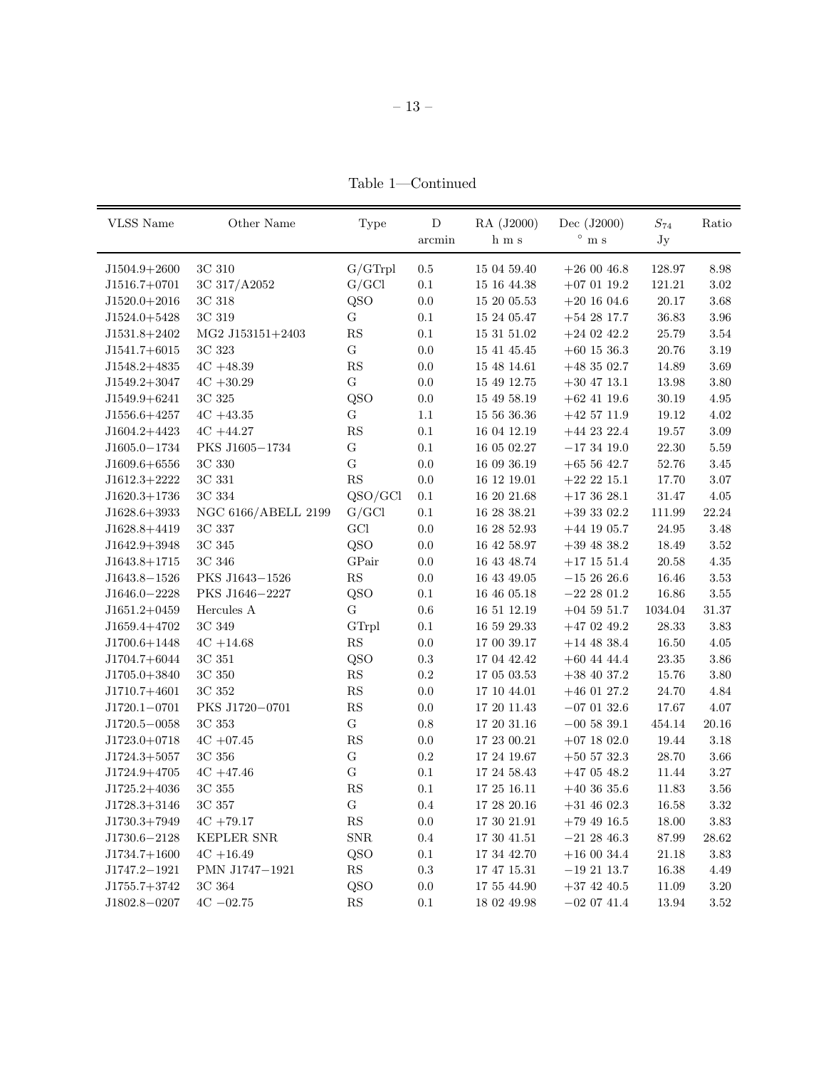Table 1—Continued

| VLSS Name | Other Name | Type | D arcmin | RA (J2000) h m s | Dec (J2000) ° m s | $S_{74}$ Jy | Ratio |
|---|---|---|---|---|---|---|---|
| J1504.9+2600 | 3C 310 | G/GTrpl | 0.5 | 15 04 59.40 | +26 00 46.8 | 128.97 | 8.98 |
| J1516.7+0701 | 3C 317/A2052 | G/GCl | 0.1 | 15 16 44.38 | +07 01 19.2 | 121.21 | 3.02 |
| J1520.0+2016 | 3C 318 | QSO | 0.0 | 15 20 05.53 | +20 16 04.6 | 20.17 | 3.68 |
| J1524.0+5428 | 3C 319 | G | 0.1 | 15 24 05.47 | +54 28 17.7 | 36.83 | 3.96 |
| J1531.8+2402 | MG2 J153151+2403 | RS | 0.1 | 15 31 51.02 | +24 02 42.2 | 25.79 | 3.54 |
| J1541.7+6015 | 3C 323 | G | 0.0 | 15 41 45.45 | +60 15 36.3 | 20.76 | 3.19 |
| J1548.2+4835 | 4C +48.39 | RS | 0.0 | 15 48 14.61 | +48 35 02.7 | 14.89 | 3.69 |
| J1549.2+3047 | 4C +30.29 | G | 0.0 | 15 49 12.75 | +30 47 13.1 | 13.98 | 3.80 |
| J1549.9+6241 | 3C 325 | QSO | 0.0 | 15 49 58.19 | +62 41 19.6 | 30.19 | 4.95 |
| J1556.6+4257 | 4C +43.35 | G | 1.1 | 15 56 36.36 | +42 57 11.9 | 19.12 | 4.02 |
| J1604.2+4423 | 4C +44.27 | RS | 0.1 | 16 04 12.19 | +44 23 22.4 | 19.57 | 3.09 |
| J1605.0−1734 | PKS J1605−1734 | G | 0.1 | 16 05 02.27 | −17 34 19.0 | 22.30 | 5.59 |
| J1609.6+6556 | 3C 330 | G | 0.0 | 16 09 36.19 | +65 56 42.7 | 52.76 | 3.45 |
| J1612.3+2222 | 3C 331 | RS | 0.0 | 16 12 19.01 | +22 22 15.1 | 17.70 | 3.07 |
| J1620.3+1736 | 3C 334 | QSO/GCl | 0.1 | 16 20 21.68 | +17 36 28.1 | 31.47 | 4.05 |
| J1628.6+3933 | NGC 6166/ABELL 2199 | G/GCl | 0.1 | 16 28 38.21 | +39 33 02.2 | 111.99 | 22.24 |
| J1628.8+4419 | 3C 337 | GCl | 0.0 | 16 28 52.93 | +44 19 05.7 | 24.95 | 3.48 |
| J1642.9+3948 | 3C 345 | QSO | 0.0 | 16 42 58.97 | +39 48 38.2 | 18.49 | 3.52 |
| J1643.8+1715 | 3C 346 | GPair | 0.0 | 16 43 48.74 | +17 15 51.4 | 20.58 | 4.35 |
| J1643.8−1526 | PKS J1643−1526 | RS | 0.0 | 16 43 49.05 | −15 26 26.6 | 16.46 | 3.53 |
| J1646.0−2228 | PKS J1646−2227 | QSO | 0.1 | 16 46 05.18 | −22 28 01.2 | 16.86 | 3.55 |
| J1651.2+0459 | Hercules A | G | 0.6 | 16 51 12.19 | +04 59 51.7 | 1034.04 | 31.37 |
| J1659.4+4702 | 3C 349 | GTrpl | 0.1 | 16 59 29.33 | +47 02 49.2 | 28.33 | 3.83 |
| J1700.6+1448 | 4C +14.68 | RS | 0.0 | 17 00 39.17 | +14 48 38.4 | 16.50 | 4.05 |
| J1704.7+6044 | 3C 351 | QSO | 0.3 | 17 04 42.42 | +60 44 44.4 | 23.35 | 3.86 |
| J1705.0+3840 | 3C 350 | RS | 0.2 | 17 05 03.53 | +38 40 37.2 | 15.76 | 3.80 |
| J1710.7+4601 | 3C 352 | RS | 0.0 | 17 10 44.01 | +46 01 27.2 | 24.70 | 4.84 |
| J1720.1−0701 | PKS J1720−0701 | RS | 0.0 | 17 20 11.43 | −07 01 32.6 | 17.67 | 4.07 |
| J1720.5−0058 | 3C 353 | G | 0.8 | 17 20 31.16 | −00 58 39.1 | 454.14 | 20.16 |
| J1723.0+0718 | 4C +07.45 | RS | 0.0 | 17 23 00.21 | +07 18 02.0 | 19.44 | 3.18 |
| J1724.3+5057 | 3C 356 | G | 0.2 | 17 24 19.67 | +50 57 32.3 | 28.70 | 3.66 |
| J1724.9+4705 | 4C +47.46 | G | 0.1 | 17 24 58.43 | +47 05 48.2 | 11.44 | 3.27 |
| J1725.2+4036 | 3C 355 | RS | 0.1 | 17 25 16.11 | +40 36 35.6 | 11.83 | 3.56 |
| J1728.3+3146 | 3C 357 | G | 0.4 | 17 28 20.16 | +31 46 02.3 | 16.58 | 3.32 |
| J1730.3+7949 | 4C +79.17 | RS | 0.0 | 17 30 21.91 | +79 49 16.5 | 18.00 | 3.83 |
| J1730.6−2128 | KEPLER SNR | SNR | 0.4 | 17 30 41.51 | −21 28 46.3 | 87.99 | 28.62 |
| J1734.7+1600 | 4C +16.49 | QSO | 0.1 | 17 34 42.70 | +16 00 34.4 | 21.18 | 3.83 |
| J1747.2−1921 | PMN J1747−1921 | RS | 0.3 | 17 47 15.31 | −19 21 13.7 | 16.38 | 4.49 |
| J1755.7+3742 | 3C 364 | QSO | 0.0 | 17 55 44.90 | +37 42 40.5 | 11.09 | 3.20 |
| J1802.8−0207 | 4C −02.75 | RS | 0.1 | 18 02 49.98 | −02 07 41.4 | 13.94 | 3.52 |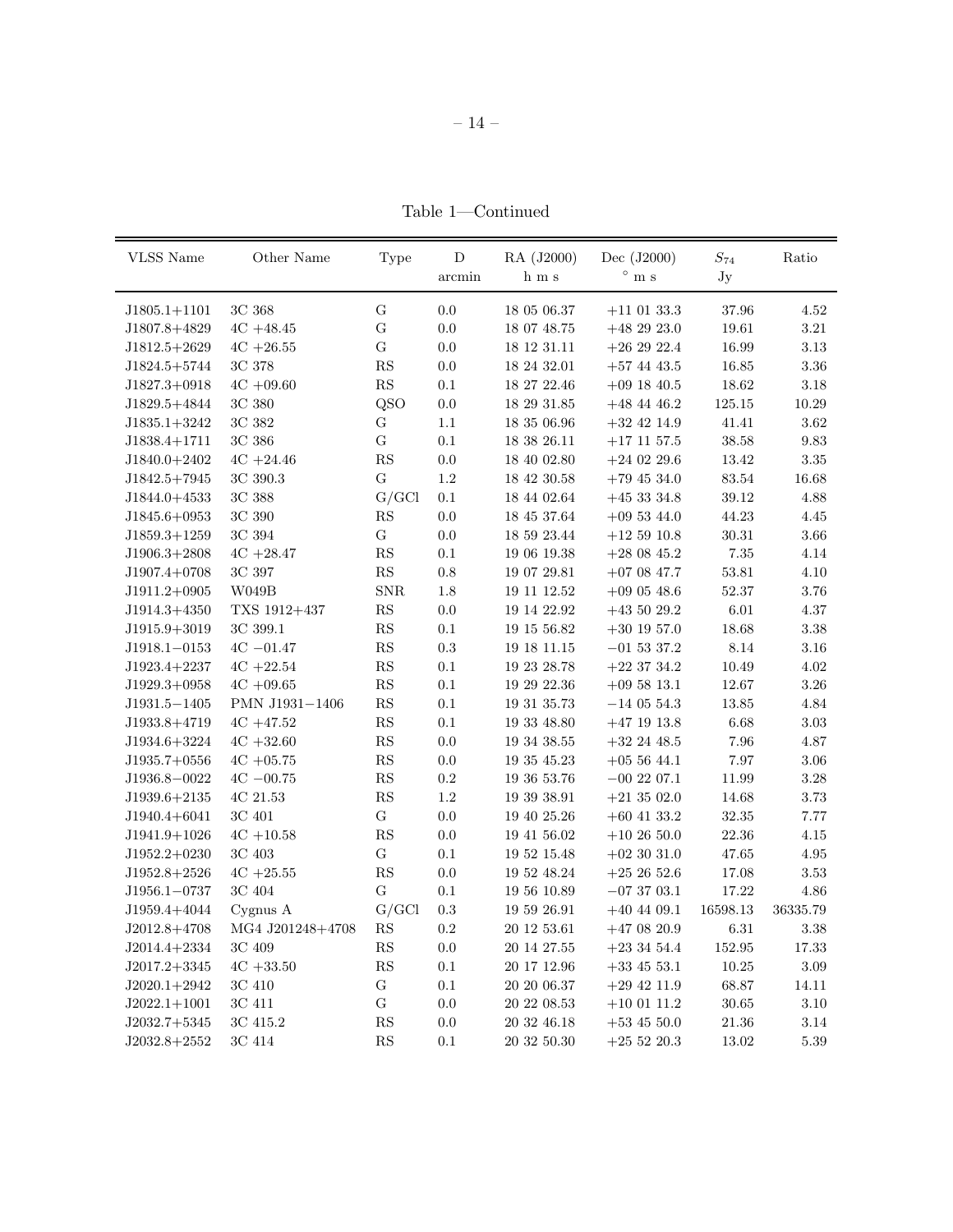Table 1—Continued

| VLSS Name | Other Name | Type | D arcmin | RA (J2000) h m s | Dec (J2000) ° m s | $S_{74}$ Jy | Ratio |
|---|---|---|---|---|---|---|---|
| J1805.1+1101 | 3C 368 | G | 0.0 | 18 05 06.37 | +11 01 33.3 | 37.96 | 4.52 |
| J1807.8+4829 | 4C +48.45 | G | 0.0 | 18 07 48.75 | +48 29 23.0 | 19.61 | 3.21 |
| J1812.5+2629 | 4C +26.55 | G | 0.0 | 18 12 31.11 | +26 29 22.4 | 16.99 | 3.13 |
| J1824.5+5744 | 3C 378 | RS | 0.0 | 18 24 32.01 | +57 44 43.5 | 16.85 | 3.36 |
| J1827.3+0918 | 4C +09.60 | RS | 0.1 | 18 27 22.46 | +09 18 40.5 | 18.62 | 3.18 |
| J1829.5+4844 | 3C 380 | QSO | 0.0 | 18 29 31.85 | +48 44 46.2 | 125.15 | 10.29 |
| J1835.1+3242 | 3C 382 | G | 1.1 | 18 35 06.96 | +32 42 14.9 | 41.41 | 3.62 |
| J1838.4+1711 | 3C 386 | G | 0.1 | 18 38 26.11 | +17 11 57.5 | 38.58 | 9.83 |
| J1840.0+2402 | 4C +24.46 | RS | 0.0 | 18 40 02.80 | +24 02 29.6 | 13.42 | 3.35 |
| J1842.5+7945 | 3C 390.3 | G | 1.2 | 18 42 30.58 | +79 45 34.0 | 83.54 | 16.68 |
| J1844.0+4533 | 3C 388 | G/GCl | 0.1 | 18 44 02.64 | +45 33 34.8 | 39.12 | 4.88 |
| J1845.6+0953 | 3C 390 | RS | 0.0 | 18 45 37.64 | +09 53 44.0 | 44.23 | 4.45 |
| J1859.3+1259 | 3C 394 | G | 0.0 | 18 59 23.44 | +12 59 10.8 | 30.31 | 3.66 |
| J1906.3+2808 | 4C +28.47 | RS | 0.1 | 19 06 19.38 | +28 08 45.2 | 7.35 | 4.14 |
| J1907.4+0708 | 3C 397 | RS | 0.8 | 19 07 29.81 | +07 08 47.7 | 53.81 | 4.10 |
| J1911.2+0905 | W049B | SNR | 1.8 | 19 11 12.52 | +09 05 48.6 | 52.37 | 3.76 |
| J1914.3+4350 | TXS 1912+437 | RS | 0.0 | 19 14 22.92 | +43 50 29.2 | 6.01 | 4.37 |
| J1915.9+3019 | 3C 399.1 | RS | 0.1 | 19 15 56.82 | +30 19 57.0 | 18.68 | 3.38 |
| J1918.1−0153 | 4C −01.47 | RS | 0.3 | 19 18 11.15 | −01 53 37.2 | 8.14 | 3.16 |
| J1923.4+2237 | 4C +22.54 | RS | 0.1 | 19 23 28.78 | +22 37 34.2 | 10.49 | 4.02 |
| J1929.3+0958 | 4C +09.65 | RS | 0.1 | 19 29 22.36 | +09 58 13.1 | 12.67 | 3.26 |
| J1931.5−1405 | PMN J1931−1406 | RS | 0.1 | 19 31 35.73 | −14 05 54.3 | 13.85 | 4.84 |
| J1933.8+4719 | 4C +47.52 | RS | 0.1 | 19 33 48.80 | +47 19 13.8 | 6.68 | 3.03 |
| J1934.6+3224 | 4C +32.60 | RS | 0.0 | 19 34 38.55 | +32 24 48.5 | 7.96 | 4.87 |
| J1935.7+0556 | 4C +05.75 | RS | 0.0 | 19 35 45.23 | +05 56 44.1 | 7.97 | 3.06 |
| J1936.8−0022 | 4C −00.75 | RS | 0.2 | 19 36 53.76 | −00 22 07.1 | 11.99 | 3.28 |
| J1939.6+2135 | 4C 21.53 | RS | 1.2 | 19 39 38.91 | +21 35 02.0 | 14.68 | 3.73 |
| J1940.4+6041 | 3C 401 | G | 0.0 | 19 40 25.26 | +60 41 33.2 | 32.35 | 7.77 |
| J1941.9+1026 | 4C +10.58 | RS | 0.0 | 19 41 56.02 | +10 26 50.0 | 22.36 | 4.15 |
| J1952.2+0230 | 3C 403 | G | 0.1 | 19 52 15.48 | +02 30 31.0 | 47.65 | 4.95 |
| J1952.8+2526 | 4C +25.55 | RS | 0.0 | 19 52 48.24 | +25 26 52.6 | 17.08 | 3.53 |
| J1956.1−0737 | 3C 404 | G | 0.1 | 19 56 10.89 | −07 37 03.1 | 17.22 | 4.86 |
| J1959.4+4044 | Cygnus A | G/GCl | 0.3 | 19 59 26.91 | +40 44 09.1 | 16598.13 | 36335.79 |
| J2012.8+4708 | MG4 J201248+4708 | RS | 0.2 | 20 12 53.61 | +47 08 20.9 | 6.31 | 3.38 |
| J2014.4+2334 | 3C 409 | RS | 0.0 | 20 14 27.55 | +23 34 54.4 | 152.95 | 17.33 |
| J2017.2+3345 | 4C +33.50 | RS | 0.1 | 20 17 12.96 | +33 45 53.1 | 10.25 | 3.09 |
| J2020.1+2942 | 3C 410 | G | 0.1 | 20 20 06.37 | +29 42 11.9 | 68.87 | 14.11 |
| J2022.1+1001 | 3C 411 | G | 0.0 | 20 22 08.53 | +10 01 11.2 | 30.65 | 3.10 |
| J2032.7+5345 | 3C 415.2 | RS | 0.0 | 20 32 46.18 | +53 45 50.0 | 21.36 | 3.14 |
| J2032.8+2552 | 3C 414 | RS | 0.1 | 20 32 50.30 | +25 52 20.3 | 13.02 | 5.39 |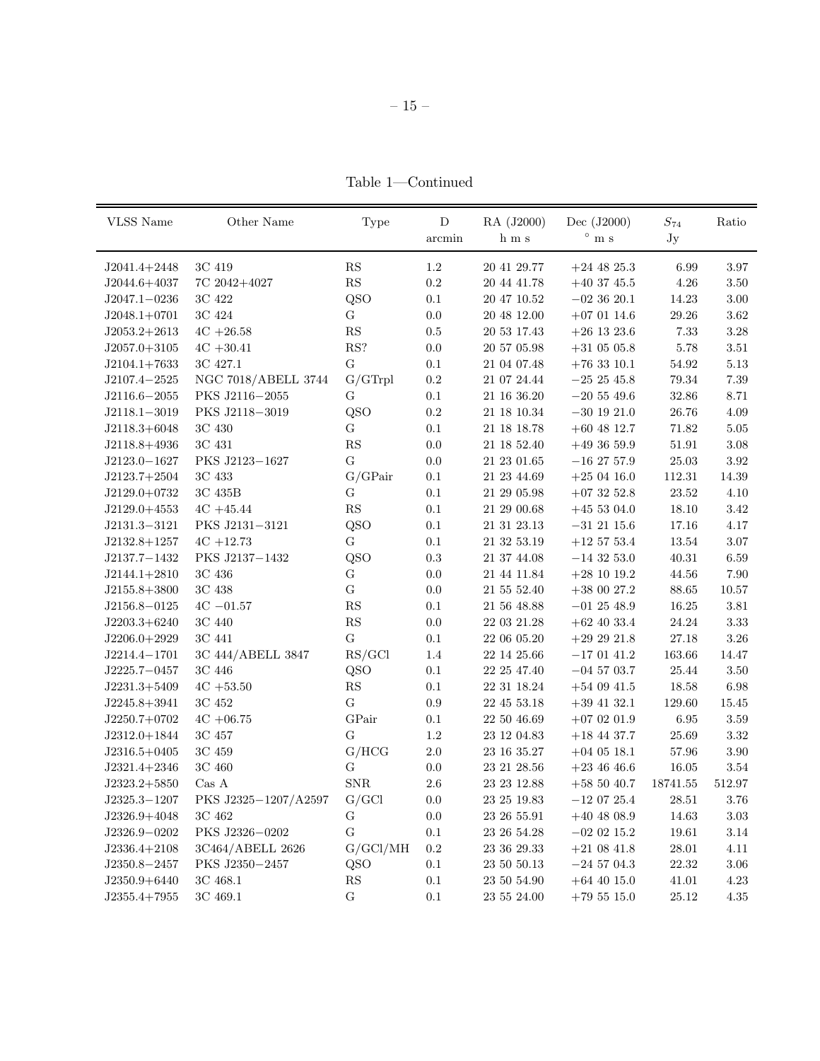Table 1—Continued

| VLSS Name | Other Name | Type | D arcmin | RA (J2000) h m s | Dec (J2000) ° m s | $S_{74}$ Jy | Ratio |
|---|---|---|---|---|---|---|---|
| J2041.4+2448 | 3C 419 | RS | 1.2 | 20 41 29.77 | +24 48 25.3 | 6.99 | 3.97 |
| J2044.6+4037 | 7C 2042+4027 | RS | 0.2 | 20 44 41.78 | +40 37 45.5 | 4.26 | 3.50 |
| J2047.1−0236 | 3C 422 | QSO | 0.1 | 20 47 10.52 | −02 36 20.1 | 14.23 | 3.00 |
| J2048.1+0701 | 3C 424 | G | 0.0 | 20 48 12.00 | +07 01 14.6 | 29.26 | 3.62 |
| J2053.2+2613 | 4C +26.58 | RS | 0.5 | 20 53 17.43 | +26 13 23.6 | 7.33 | 3.28 |
| J2057.0+3105 | 4C +30.41 | RS? | 0.0 | 20 57 05.98 | +31 05 05.8 | 5.78 | 3.51 |
| J2104.1+7633 | 3C 427.1 | G | 0.1 | 21 04 07.48 | +76 33 10.1 | 54.92 | 5.13 |
| J2107.4−2525 | NGC 7018/ABELL 3744 | G/GTrpl | 0.2 | 21 07 24.44 | −25 25 45.8 | 79.34 | 7.39 |
| J2116.6−2055 | PKS J2116−2055 | G | 0.1 | 21 16 36.20 | −20 55 49.6 | 32.86 | 8.71 |
| J2118.1−3019 | PKS J2118−3019 | QSO | 0.2 | 21 18 10.34 | −30 19 21.0 | 26.76 | 4.09 |
| J2118.3+6048 | 3C 430 | G | 0.1 | 21 18 18.78 | +60 48 12.7 | 71.82 | 5.05 |
| J2118.8+4936 | 3C 431 | RS | 0.0 | 21 18 52.40 | +49 36 59.9 | 51.91 | 3.08 |
| J2123.0−1627 | PKS J2123−1627 | G | 0.0 | 21 23 01.65 | −16 27 57.9 | 25.03 | 3.92 |
| J2123.7+2504 | 3C 433 | G/GPair | 0.1 | 21 23 44.69 | +25 04 16.0 | 112.31 | 14.39 |
| J2129.0+0732 | 3C 435B | G | 0.1 | 21 29 05.98 | +07 32 52.8 | 23.52 | 4.10 |
| J2129.0+4553 | 4C +45.44 | RS | 0.1 | 21 29 00.68 | +45 53 04.0 | 18.10 | 3.42 |
| J2131.3−3121 | PKS J2131−3121 | QSO | 0.1 | 21 31 23.13 | −31 21 15.6 | 17.16 | 4.17 |
| J2132.8+1257 | 4C +12.73 | G | 0.1 | 21 32 53.19 | +12 57 53.4 | 13.54 | 3.07 |
| J2137.7−1432 | PKS J2137−1432 | QSO | 0.3 | 21 37 44.08 | −14 32 53.0 | 40.31 | 6.59 |
| J2144.1+2810 | 3C 436 | G | 0.0 | 21 44 11.84 | +28 10 19.2 | 44.56 | 7.90 |
| J2155.8+3800 | 3C 438 | G | 0.0 | 21 55 52.40 | +38 00 27.2 | 88.65 | 10.57 |
| J2156.8−0125 | 4C −01.57 | RS | 0.1 | 21 56 48.88 | −01 25 48.9 | 16.25 | 3.81 |
| J2203.3+6240 | 3C 440 | RS | 0.0 | 22 03 21.28 | +62 40 33.4 | 24.24 | 3.33 |
| J2206.0+2929 | 3C 441 | G | 0.1 | 22 06 05.20 | +29 29 21.8 | 27.18 | 3.26 |
| J2214.4−1701 | 3C 444/ABELL 3847 | RS/GCl | 1.4 | 22 14 25.66 | −17 01 41.2 | 163.66 | 14.47 |
| J2225.7−0457 | 3C 446 | QSO | 0.1 | 22 25 47.40 | −04 57 03.7 | 25.44 | 3.50 |
| J2231.3+5409 | 4C +53.50 | RS | 0.1 | 22 31 18.24 | +54 09 41.5 | 18.58 | 6.98 |
| J2245.8+3941 | 3C 452 | G | 0.9 | 22 45 53.18 | +39 41 32.1 | 129.60 | 15.45 |
| J2250.7+0702 | 4C +06.75 | GPair | 0.1 | 22 50 46.69 | +07 02 01.9 | 6.95 | 3.59 |
| J2312.0+1844 | 3C 457 | G | 1.2 | 23 12 04.83 | +18 44 37.7 | 25.69 | 3.32 |
| J2316.5+0405 | 3C 459 | G/HCG | 2.0 | 23 16 35.27 | +04 05 18.1 | 57.96 | 3.90 |
| J2321.4+2346 | 3C 460 | G | 0.0 | 23 21 28.56 | +23 46 46.6 | 16.05 | 3.54 |
| J2323.2+5850 | Cas A | SNR | 2.6 | 23 23 12.88 | +58 50 40.7 | 18741.55 | 512.97 |
| J2325.3−1207 | PKS J2325−1207/A2597 | G/GCl | 0.0 | 23 25 19.83 | −12 07 25.4 | 28.51 | 3.76 |
| J2326.9+4048 | 3C 462 | G | 0.0 | 23 26 55.91 | +40 48 08.9 | 14.63 | 3.03 |
| J2326.9−0202 | PKS J2326−0202 | G | 0.1 | 23 26 54.28 | −02 02 15.2 | 19.61 | 3.14 |
| J2336.4+2108 | 3C464/ABELL 2626 | G/GCl/MH | 0.2 | 23 36 29.33 | +21 08 41.8 | 28.01 | 4.11 |
| J2350.8−2457 | PKS J2350−2457 | QSO | 0.1 | 23 50 50.13 | −24 57 04.3 | 22.32 | 3.06 |
| J2350.9+6440 | 3C 468.1 | RS | 0.1 | 23 50 54.90 | +64 40 15.0 | 41.01 | 4.23 |
| J2355.4+7955 | 3C 469.1 | G | 0.1 | 23 55 24.00 | +79 55 15.0 | 25.12 | 4.35 |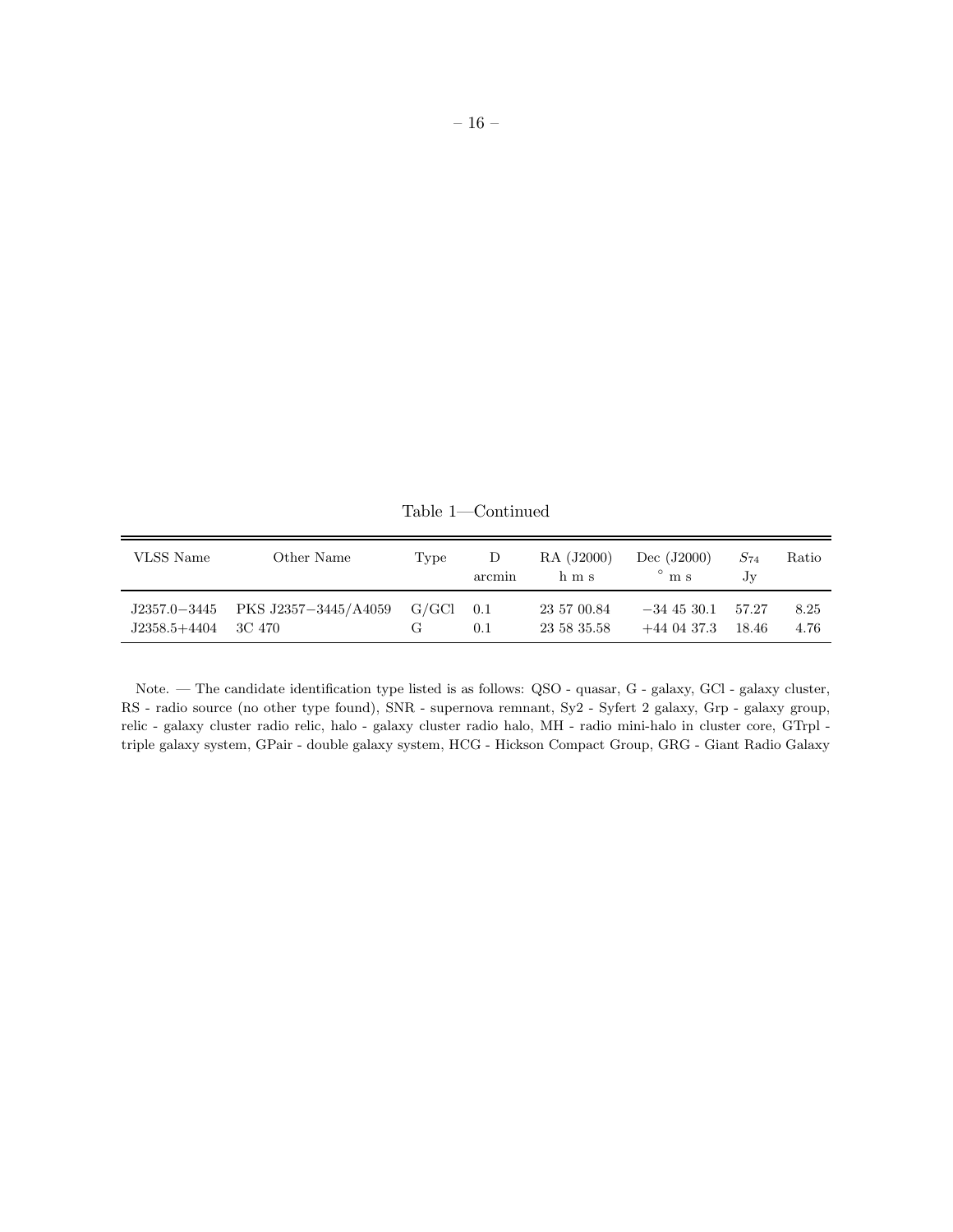Table 1—Continued

| VLSS Name | Other Name | Type | D arcmin | RA (J2000) h m s | Dec (J2000) ° m s | $S_{74}$ Jy | Ratio |
|---|---|---|---|---|---|---|---|
| J2357.0−3445 | PKS J2357−3445/A4059 | G/GCl | 0.1 | 23 57 00.84 | −34 45 30.1 | 57.27 | 8.25 |
| J2358.5+4404 | 3C 470 | G | 0.1 | 23 58 35.58 | +44 04 37.3 | 18.46 | 4.76 |

Note. — The candidate identification type listed is as follows: QSO - quasar, G - galaxy, GCl - galaxy cluster, RS - radio source (no other type found), SNR - supernova remnant, Sy2 - Syfert 2 galaxy, Grp - galaxy group, relic - galaxy cluster radio relic, halo - galaxy cluster radio halo, MH - radio mini-halo in cluster core, GTrpl - triple galaxy system, GPair - double galaxy system, HCG - Hickson Compact Group, GRG - Giant Radio Galaxy